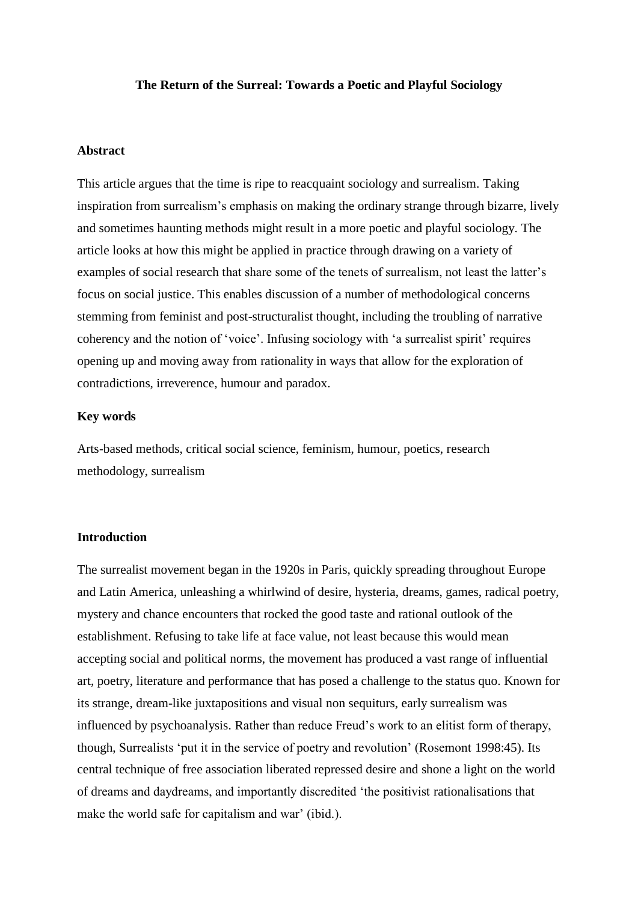# The Return of the Surreal: Towards a Poetic and Playful Sociology

## Abstract

This article argues that the time is ripe to reacquaint sociology and surrealism. Taking inspiration from surrealism's emphasis on making the ordinary strange through bizarre, lively and sometimes haunting methods might result in a more poetic and playful sociology. The article looks at how this might be applied in practice through drawing on a variety of examples of social research that share some of the tenets of surrealism, not least the latter's focus on social justice. This enables discussion of a number of methodological concerns stemming from feminist and post-structuralist thought, including the troubling of narrative coherency and the notion of 'voice'. Infusing sociology with 'a surrealist spirit' requires opening up and moving away from rationality in ways that allow for the exploration of contradictions, irreverence, humour and paradox.

## Key words

Arts-based methods, critical social science, feminism, humour, poetics, research methodology, surrealism

## Introduction

The surrealist movement began in the 1920s in Paris, quickly spreading throughout Europe and Latin America, unleashing a whirlwind of desire, hysteria, dreams, games, radical poetry, mystery and chance encounters that rocked the good taste and rational outlook of the establishment. Refusing to take life at face value, not least because this would mean accepting social and political norms, the movement has produced a vast range of influential art, poetry, literature and performance that has posed a challenge to the status quo. Known for its strange, dream-like juxtapositions and visual non sequiturs, early surrealism was influenced by psychoanalysis. Rather than reduce Freud's work to an elitist form of therapy, though, Surrealists 'put it in the service of poetry and revolution' (Rosemont 1998:45). Its central technique of free association liberated repressed desire and shone a light on the world of dreams and daydreams, and importantly discredited 'the positivist rationalisations that make the world safe for capitalism and war' (ibid.).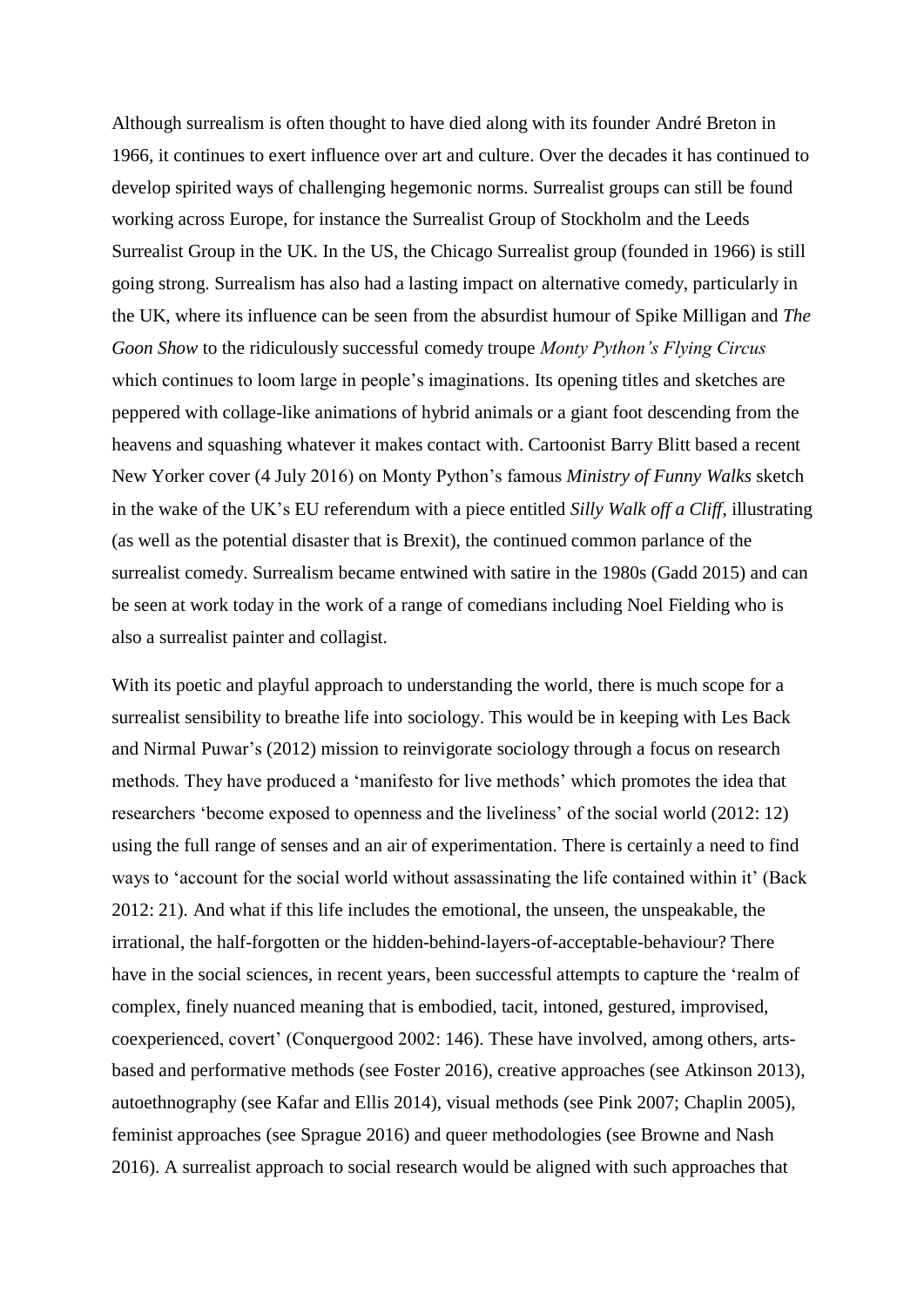Although surrealism is often thought to have died along with its founder André Breton in 1966, it continues to exert influence over art and culture. Over the decades it has continued to develop spirited ways of challenging hegemonic norms. Surrealist groups can still be found working across Europe, for instance the Surrealist Group of Stockholm and the Leeds Surrealist Group in the UK. In the US, the Chicago Surrealist group (founded in 1966) is still going strong. Surrealism has also had a lasting impact on alternative comedy, particularly in the UK, where its influence can be seen from the absurdist humour of Spike Milligan and *The Goon Show* to the ridiculously successful comedy troupe *Monty Python's Flying Circus* which continues to loom large in people's imaginations. Its opening titles and sketches are peppered with collage-like animations of hybrid animals or a giant foot descending from the heavens and squashing whatever it makes contact with. Cartoonist Barry Blitt based a recent New Yorker cover (4 July 2016) on Monty Python's famous *Ministry of Funny Walks* sketch in the wake of the UK's EU referendum with a piece entitled *Silly Walk off a Cliff*, illustrating (as well as the potential disaster that is Brexit), the continued common parlance of the surrealist comedy. Surrealism became entwined with satire in the 1980s (Gadd 2015) and can be seen at work today in the work of a range of comedians including Noel Fielding who is also a surrealist painter and collagist.

With its poetic and playful approach to understanding the world, there is much scope for a surrealist sensibility to breathe life into sociology. This would be in keeping with Les Back and Nirmal Puwar's (2012) mission to reinvigorate sociology through a focus on research methods. They have produced a 'manifesto for live methods' which promotes the idea that researchers 'become exposed to openness and the liveliness' of the social world (2012: 12) using the full range of senses and an air of experimentation. There is certainly a need to find ways to 'account for the social world without assassinating the life contained within it' (Back 2012: 21). And what if this life includes the emotional, the unseen, the unspeakable, the irrational, the half-forgotten or the hidden-behind-layers-of-acceptable-behaviour? There have in the social sciences, in recent years, been successful attempts to capture the 'realm of complex, finely nuanced meaning that is embodied, tacit, intoned, gestured, improvised, coexperienced, covert' (Conquergood 2002: 146). These have involved, among others, arts-based and performative methods (see Foster 2016), creative approaches (see Atkinson 2013), autoethnography (see Kafar and Ellis 2014), visual methods (see Pink 2007; Chaplin 2005), feminist approaches (see Sprague 2016) and queer methodologies (see Browne and Nash 2016). A surrealist approach to social research would be aligned with such approaches that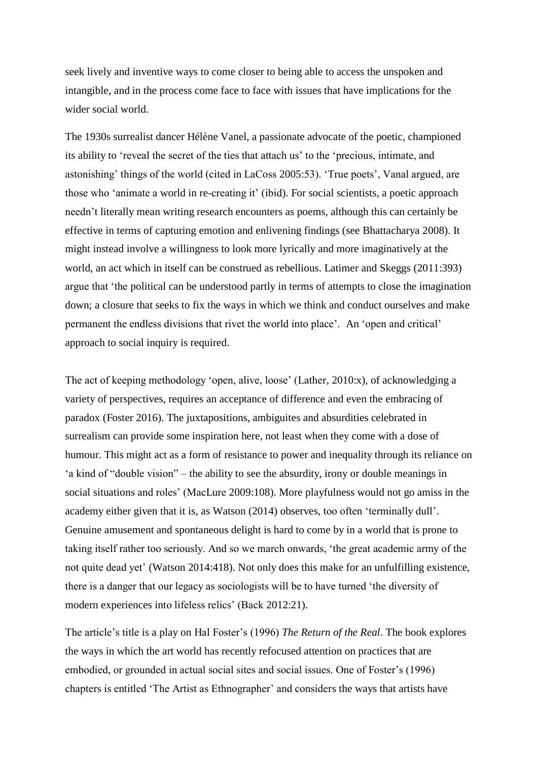seek lively and inventive ways to come closer to being able to access the unspoken and intangible, and in the process come face to face with issues that have implications for the wider social world.

The 1930s surrealist dancer Hélène Vanel, a passionate advocate of the poetic, championed its ability to 'reveal the secret of the ties that attach us' to the 'precious, intimate, and astonishing' things of the world (cited in LaCoss 2005:53). 'True poets', Vanal argued, are those who 'animate a world in re-creating it' (ibid). For social scientists, a poetic approach needn't literally mean writing research encounters as poems, although this can certainly be effective in terms of capturing emotion and enlivening findings (see Bhattacharya 2008). It might instead involve a willingness to look more lyrically and more imaginatively at the world, an act which in itself can be construed as rebellious. Latimer and Skeggs (2011:393) argue that 'the political can be understood partly in terms of attempts to close the imagination down; a closure that seeks to fix the ways in which we think and conduct ourselves and make permanent the endless divisions that rivet the world into place'. An 'open and critical' approach to social inquiry is required.

The act of keeping methodology 'open, alive, loose' (Lather, 2010:x), of acknowledging a variety of perspectives, requires an acceptance of difference and even the embracing of paradox (Foster 2016). The juxtapositions, ambiguites and absurdities celebrated in surrealism can provide some inspiration here, not least when they come with a dose of humour. This might act as a form of resistance to power and inequality through its reliance on 'a kind of "double vision" – the ability to see the absurdity, irony or double meanings in social situations and roles' (MacLure 2009:108). More playfulness would not go amiss in the academy either given that it is, as Watson (2014) observes, too often 'terminally dull'. Genuine amusement and spontaneous delight is hard to come by in a world that is prone to taking itself rather too seriously. And so we march onwards, 'the great academic army of the not quite dead yet' (Watson 2014:418). Not only does this make for an unfulfilling existence, there is a danger that our legacy as sociologists will be to have turned 'the diversity of modern experiences into lifeless relics' (Back 2012:21).

The article's title is a play on Hal Foster's (1996) *The Return of the Real*. The book explores the ways in which the art world has recently refocused attention on practices that are embodied, or grounded in actual social sites and social issues. One of Foster's (1996) chapters is entitled 'The Artist as Ethnographer' and considers the ways that artists have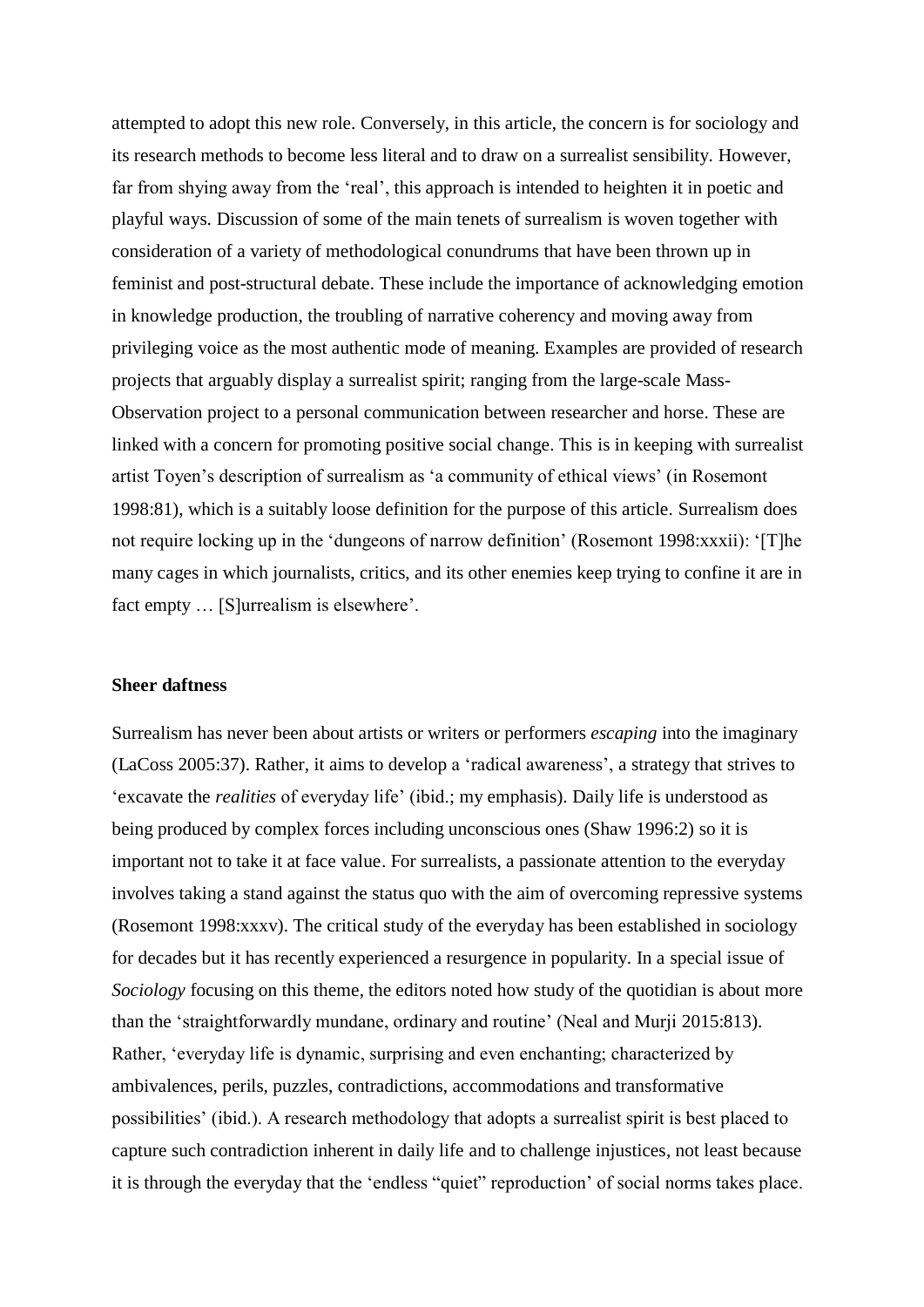attempted to adopt this new role. Conversely, in this article, the concern is for sociology and its research methods to become less literal and to draw on a surrealist sensibility. However, far from shying away from the 'real', this approach is intended to heighten it in poetic and playful ways. Discussion of some of the main tenets of surrealism is woven together with consideration of a variety of methodological conundrums that have been thrown up in feminist and post-structural debate. These include the importance of acknowledging emotion in knowledge production, the troubling of narrative coherency and moving away from privileging voice as the most authentic mode of meaning. Examples are provided of research projects that arguably display a surrealist spirit; ranging from the large-scale Mass-Observation project to a personal communication between researcher and horse. These are linked with a concern for promoting positive social change. This is in keeping with surrealist artist Toyen's description of surrealism as 'a community of ethical views' (in Rosemont 1998:81), which is a suitably loose definition for the purpose of this article. Surrealism does not require locking up in the 'dungeons of narrow definition' (Rosemont 1998:xxxii): '[T]he many cages in which journalists, critics, and its other enemies keep trying to confine it are in fact empty … [S]urrealism is elsewhere'.

**Sheer daftness**

Surrealism has never been about artists or writers or performers *escaping* into the imaginary (LaCoss 2005:37). Rather, it aims to develop a 'radical awareness', a strategy that strives to 'excavate the *realities* of everyday life' (ibid.; my emphasis). Daily life is understood as being produced by complex forces including unconscious ones (Shaw 1996:2) so it is important not to take it at face value. For surrealists, a passionate attention to the everyday involves taking a stand against the status quo with the aim of overcoming repressive systems (Rosemont 1998:xxxv). The critical study of the everyday has been established in sociology for decades but it has recently experienced a resurgence in popularity. In a special issue of *Sociology* focusing on this theme, the editors noted how study of the quotidian is about more than the 'straightforwardly mundane, ordinary and routine' (Neal and Murji 2015:813). Rather, 'everyday life is dynamic, surprising and even enchanting; characterized by ambivalences, perils, puzzles, contradictions, accommodations and transformative possibilities' (ibid.). A research methodology that adopts a surrealist spirit is best placed to capture such contradiction inherent in daily life and to challenge injustices, not least because it is through the everyday that the 'endless "quiet" reproduction' of social norms takes place.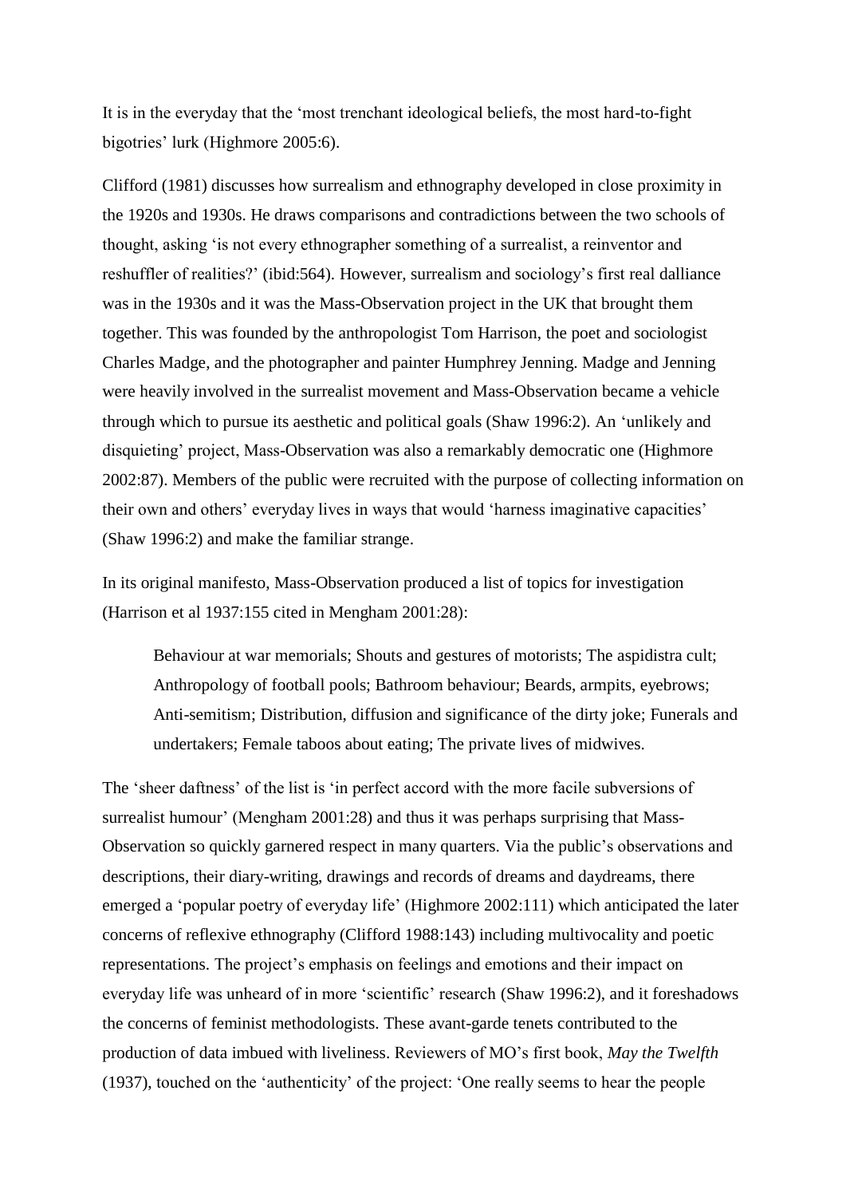It is in the everyday that the 'most trenchant ideological beliefs, the most hard-to-fight bigotries' lurk (Highmore 2005:6).

Clifford (1981) discusses how surrealism and ethnography developed in close proximity in the 1920s and 1930s. He draws comparisons and contradictions between the two schools of thought, asking 'is not every ethnographer something of a surrealist, a reinventor and reshuffler of realities?' (ibid:564). However, surrealism and sociology's first real dalliance was in the 1930s and it was the Mass-Observation project in the UK that brought them together. This was founded by the anthropologist Tom Harrison, the poet and sociologist Charles Madge, and the photographer and painter Humphrey Jenning. Madge and Jenning were heavily involved in the surrealist movement and Mass-Observation became a vehicle through which to pursue its aesthetic and political goals (Shaw 1996:2). An 'unlikely and disquieting' project, Mass-Observation was also a remarkably democratic one (Highmore 2002:87). Members of the public were recruited with the purpose of collecting information on their own and others' everyday lives in ways that would 'harness imaginative capacities' (Shaw 1996:2) and make the familiar strange.

In its original manifesto, Mass-Observation produced a list of topics for investigation (Harrison et al 1937:155 cited in Mengham 2001:28):

> Behaviour at war memorials; Shouts and gestures of motorists; The aspidistra cult; Anthropology of football pools; Bathroom behaviour; Beards, armpits, eyebrows; Anti-semitism; Distribution, diffusion and significance of the dirty joke; Funerals and undertakers; Female taboos about eating; The private lives of midwives.

The 'sheer daftness' of the list is 'in perfect accord with the more facile subversions of surrealist humour' (Mengham 2001:28) and thus it was perhaps surprising that Mass-Observation so quickly garnered respect in many quarters. Via the public's observations and descriptions, their diary-writing, drawings and records of dreams and daydreams, there emerged a 'popular poetry of everyday life' (Highmore 2002:111) which anticipated the later concerns of reflexive ethnography (Clifford 1988:143) including multivocality and poetic representations. The project's emphasis on feelings and emotions and their impact on everyday life was unheard of in more 'scientific' research (Shaw 1996:2), and it foreshadows the concerns of feminist methodologists. These avant-garde tenets contributed to the production of data imbued with liveliness. Reviewers of MO's first book, *May the Twelfth* (1937), touched on the 'authenticity' of the project: 'One really seems to hear the people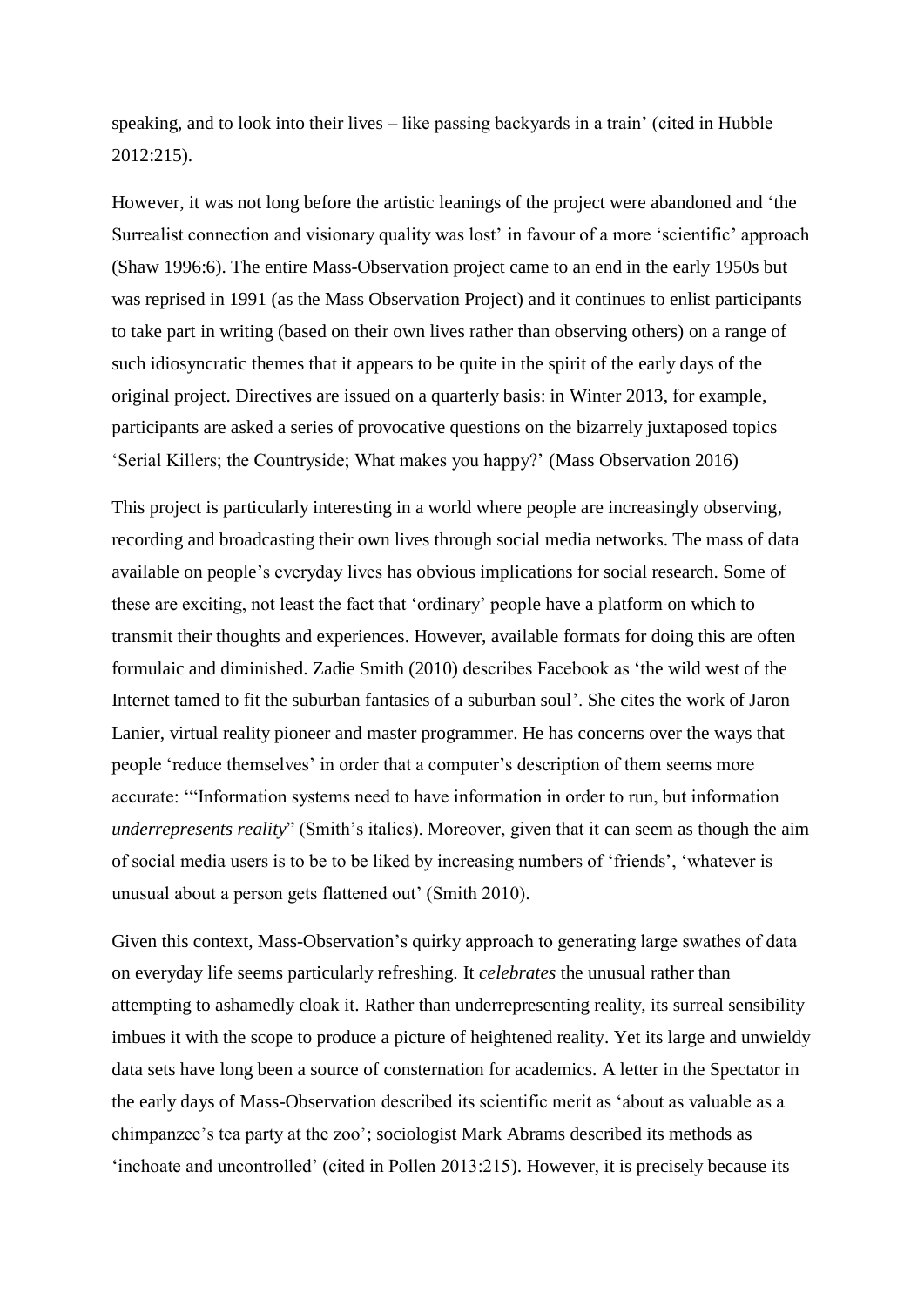speaking, and to look into their lives – like passing backyards in a train' (cited in Hubble 2012:215).

However, it was not long before the artistic leanings of the project were abandoned and 'the Surrealist connection and visionary quality was lost' in favour of a more 'scientific' approach (Shaw 1996:6). The entire Mass-Observation project came to an end in the early 1950s but was reprised in 1991 (as the Mass Observation Project) and it continues to enlist participants to take part in writing (based on their own lives rather than observing others) on a range of such idiosyncratic themes that it appears to be quite in the spirit of the early days of the original project. Directives are issued on a quarterly basis: in Winter 2013, for example, participants are asked a series of provocative questions on the bizarrely juxtaposed topics 'Serial Killers; the Countryside; What makes you happy?' (Mass Observation 2016)

This project is particularly interesting in a world where people are increasingly observing, recording and broadcasting their own lives through social media networks. The mass of data available on people's everyday lives has obvious implications for social research. Some of these are exciting, not least the fact that 'ordinary' people have a platform on which to transmit their thoughts and experiences. However, available formats for doing this are often formulaic and diminished. Zadie Smith (2010) describes Facebook as 'the wild west of the Internet tamed to fit the suburban fantasies of a suburban soul'. She cites the work of Jaron Lanier, virtual reality pioneer and master programmer. He has concerns over the ways that people 'reduce themselves' in order that a computer's description of them seems more accurate: '"Information systems need to have information in order to run, but information *underrepresents reality*" (Smith's italics). Moreover, given that it can seem as though the aim of social media users is to be to be liked by increasing numbers of 'friends', 'whatever is unusual about a person gets flattened out' (Smith 2010).

Given this context, Mass-Observation's quirky approach to generating large swathes of data on everyday life seems particularly refreshing. It *celebrates* the unusual rather than attempting to ashamedly cloak it. Rather than underrepresenting reality, its surreal sensibility imbues it with the scope to produce a picture of heightened reality. Yet its large and unwieldy data sets have long been a source of consternation for academics. A letter in the Spectator in the early days of Mass-Observation described its scientific merit as 'about as valuable as a chimpanzee's tea party at the zoo'; sociologist Mark Abrams described its methods as 'inchoate and uncontrolled' (cited in Pollen 2013:215). However, it is precisely because its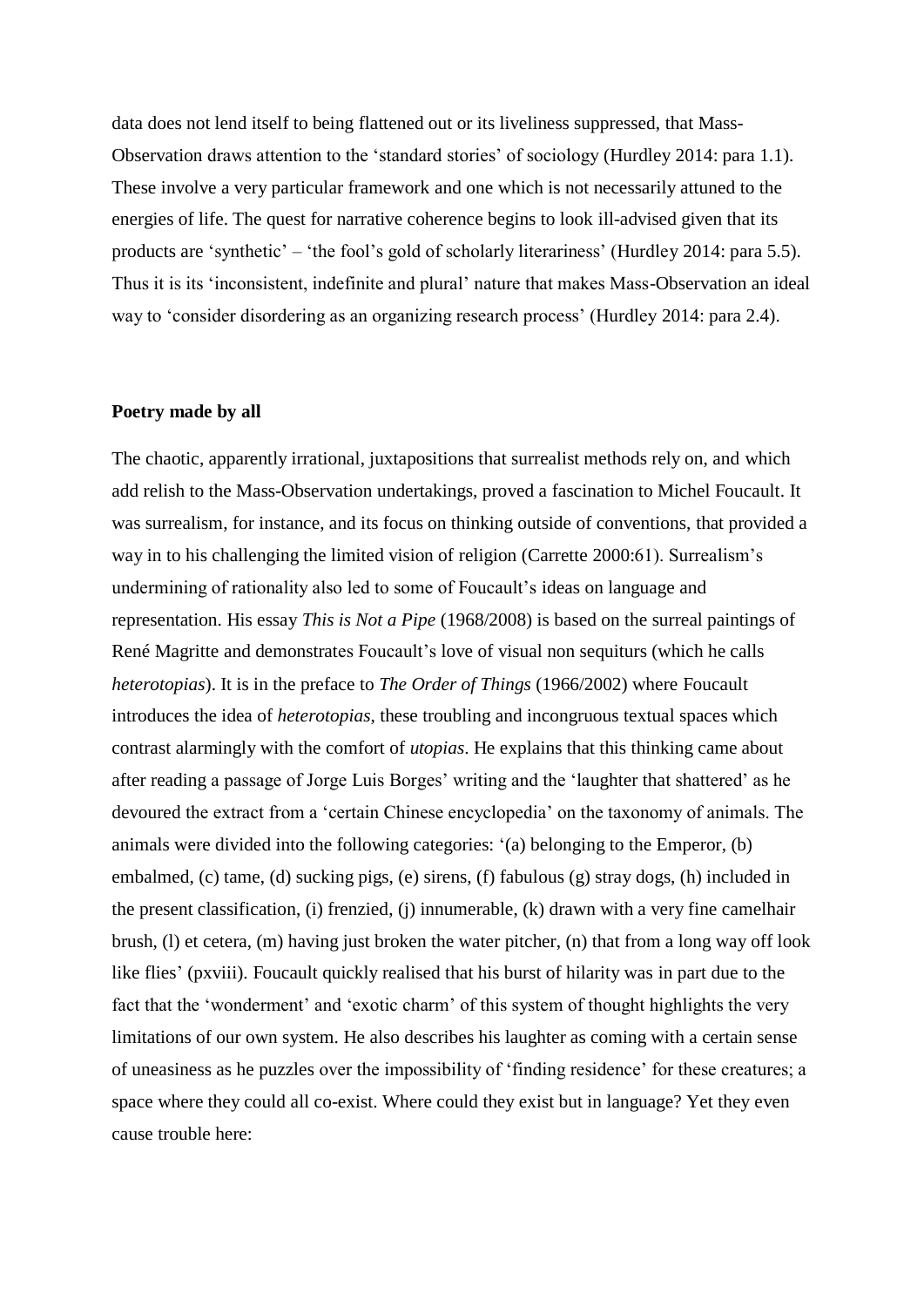data does not lend itself to being flattened out or its liveliness suppressed, that Mass-Observation draws attention to the 'standard stories' of sociology (Hurdley 2014: para 1.1). These involve a very particular framework and one which is not necessarily attuned to the energies of life. The quest for narrative coherence begins to look ill-advised given that its products are 'synthetic' – 'the fool's gold of scholarly literariness' (Hurdley 2014: para 5.5). Thus it is its 'inconsistent, indefinite and plural' nature that makes Mass-Observation an ideal way to 'consider disordering as an organizing research process' (Hurdley 2014: para 2.4).

**Poetry made by all**

The chaotic, apparently irrational, juxtapositions that surrealist methods rely on, and which add relish to the Mass-Observation undertakings, proved a fascination to Michel Foucault. It was surrealism, for instance, and its focus on thinking outside of conventions, that provided a way in to his challenging the limited vision of religion (Carrette 2000:61). Surrealism's undermining of rationality also led to some of Foucault's ideas on language and representation. His essay *This is Not a Pipe* (1968/2008) is based on the surreal paintings of René Magritte and demonstrates Foucault's love of visual non sequiturs (which he calls *heterotopias*). It is in the preface to *The Order of Things* (1966/2002) where Foucault introduces the idea of *heterotopias*, these troubling and incongruous textual spaces which contrast alarmingly with the comfort of *utopias*. He explains that this thinking came about after reading a passage of Jorge Luis Borges' writing and the 'laughter that shattered' as he devoured the extract from a 'certain Chinese encyclopedia' on the taxonomy of animals. The animals were divided into the following categories: '(a) belonging to the Emperor, (b) embalmed, (c) tame, (d) sucking pigs, (e) sirens, (f) fabulous (g) stray dogs, (h) included in the present classification, (i) frenzied, (j) innumerable, (k) drawn with a very fine camelhair brush, (l) et cetera, (m) having just broken the water pitcher, (n) that from a long way off look like flies' (pxviii). Foucault quickly realised that his burst of hilarity was in part due to the fact that the 'wonderment' and 'exotic charm' of this system of thought highlights the very limitations of our own system. He also describes his laughter as coming with a certain sense of uneasiness as he puzzles over the impossibility of 'finding residence' for these creatures; a space where they could all co-exist. Where could they exist but in language? Yet they even cause trouble here: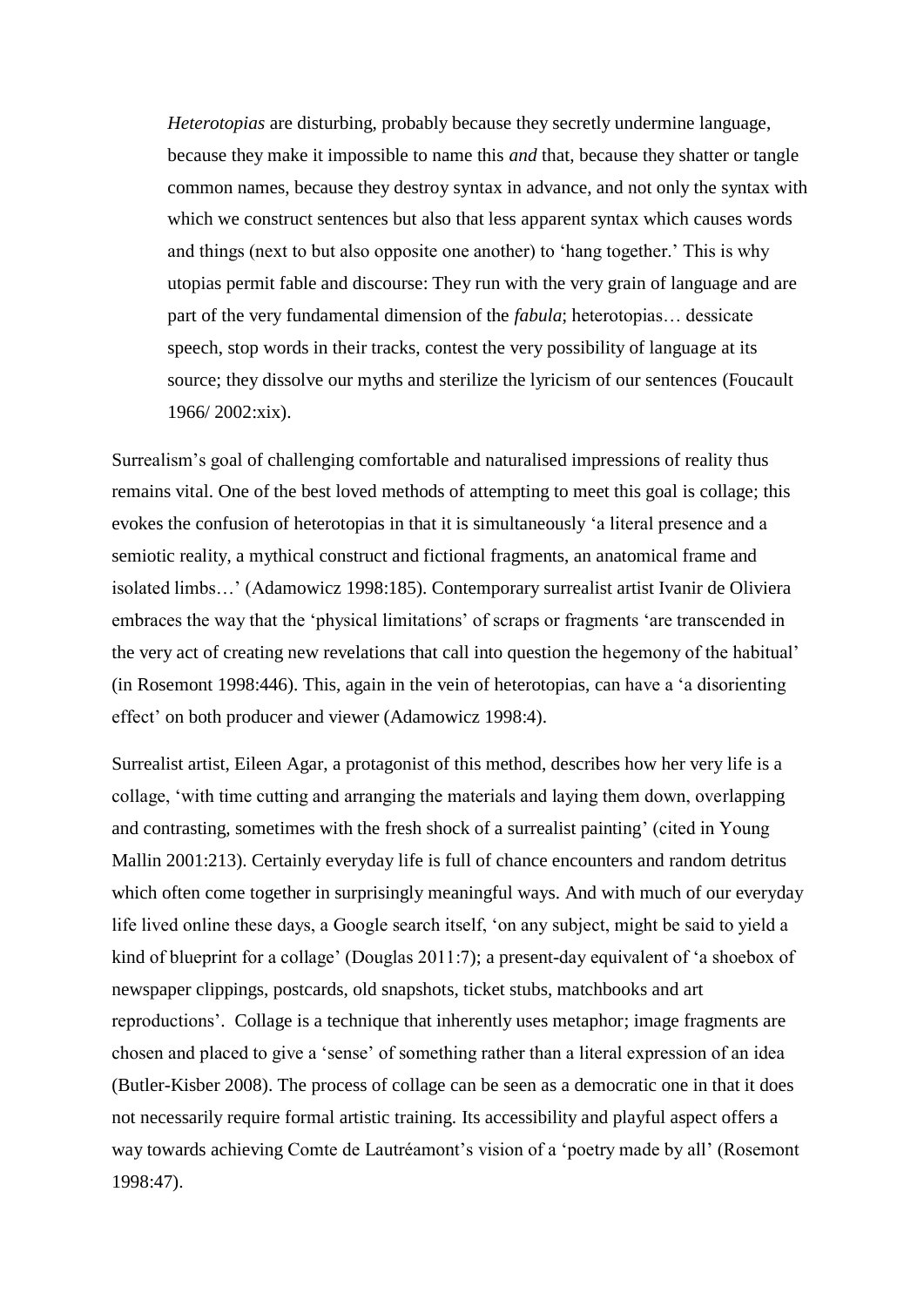> *Heterotopias* are disturbing, probably because they secretly undermine language, because they make it impossible to name this *and* that, because they shatter or tangle common names, because they destroy syntax in advance, and not only the syntax with which we construct sentences but also that less apparent syntax which causes words and things (next to but also opposite one another) to 'hang together.' This is why utopias permit fable and discourse: They run with the very grain of language and are part of the very fundamental dimension of the *fabula*; heterotopias… dessicate speech, stop words in their tracks, contest the very possibility of language at its source; they dissolve our myths and sterilize the lyricism of our sentences (Foucault 1966/ 2002:xix).

Surrealism's goal of challenging comfortable and naturalised impressions of reality thus remains vital. One of the best loved methods of attempting to meet this goal is collage; this evokes the confusion of heterotopias in that it is simultaneously 'a literal presence and a semiotic reality, a mythical construct and fictional fragments, an anatomical frame and isolated limbs…' (Adamowicz 1998:185). Contemporary surrealist artist Ivanir de Oliviera embraces the way that the 'physical limitations' of scraps or fragments 'are transcended in the very act of creating new revelations that call into question the hegemony of the habitual' (in Rosemont 1998:446). This, again in the vein of heterotopias, can have a 'a disorienting effect' on both producer and viewer (Adamowicz 1998:4).

Surrealist artist, Eileen Agar, a protagonist of this method, describes how her very life is a collage, 'with time cutting and arranging the materials and laying them down, overlapping and contrasting, sometimes with the fresh shock of a surrealist painting' (cited in Young Mallin 2001:213). Certainly everyday life is full of chance encounters and random detritus which often come together in surprisingly meaningful ways. And with much of our everyday life lived online these days, a Google search itself, 'on any subject, might be said to yield a kind of blueprint for a collage' (Douglas 2011:7); a present-day equivalent of 'a shoebox of newspaper clippings, postcards, old snapshots, ticket stubs, matchbooks and art reproductions'. Collage is a technique that inherently uses metaphor; image fragments are chosen and placed to give a 'sense' of something rather than a literal expression of an idea (Butler-Kisber 2008). The process of collage can be seen as a democratic one in that it does not necessarily require formal artistic training. Its accessibility and playful aspect offers a way towards achieving Comte de Lautréamont's vision of a 'poetry made by all' (Rosemont 1998:47).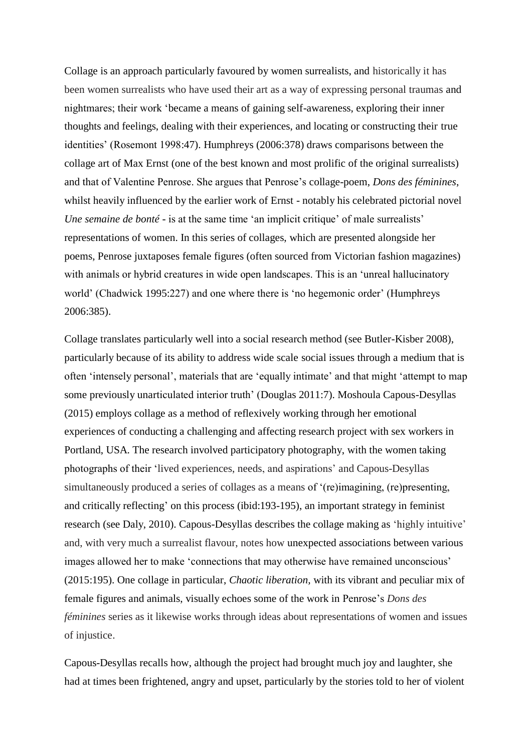Collage is an approach particularly favoured by women surrealists, and historically it has been women surrealists who have used their art as a way of expressing personal traumas and nightmares; their work 'became a means of gaining self-awareness, exploring their inner thoughts and feelings, dealing with their experiences, and locating or constructing their true identities' (Rosemont 1998:47). Humphreys (2006:378) draws comparisons between the collage art of Max Ernst (one of the best known and most prolific of the original surrealists) and that of Valentine Penrose. She argues that Penrose's collage-poem, *Dons des féminines*, whilst heavily influenced by the earlier work of Ernst - notably his celebrated pictorial novel *Une semaine de bonté* - is at the same time 'an implicit critique' of male surrealists' representations of women. In this series of collages, which are presented alongside her poems, Penrose juxtaposes female figures (often sourced from Victorian fashion magazines) with animals or hybrid creatures in wide open landscapes. This is an 'unreal hallucinatory world' (Chadwick 1995:227) and one where there is 'no hegemonic order' (Humphreys 2006:385).

Collage translates particularly well into a social research method (see Butler-Kisber 2008), particularly because of its ability to address wide scale social issues through a medium that is often 'intensely personal', materials that are 'equally intimate' and that might 'attempt to map some previously unarticulated interior truth' (Douglas 2011:7). Moshoula Capous-Desyllas (2015) employs collage as a method of reflexively working through her emotional experiences of conducting a challenging and affecting research project with sex workers in Portland, USA. The research involved participatory photography, with the women taking photographs of their 'lived experiences, needs, and aspirations' and Capous-Desyllas simultaneously produced a series of collages as a means of '(re)imagining, (re)presenting, and critically reflecting' on this process (ibid:193-195), an important strategy in feminist research (see Daly, 2010). Capous-Desyllas describes the collage making as 'highly intuitive' and, with very much a surrealist flavour, notes how unexpected associations between various images allowed her to make 'connections that may otherwise have remained unconscious' (2015:195). One collage in particular, *Chaotic liberation*, with its vibrant and peculiar mix of female figures and animals, visually echoes some of the work in Penrose's *Dons des féminines* series as it likewise works through ideas about representations of women and issues of injustice.

Capous-Desyllas recalls how, although the project had brought much joy and laughter, she had at times been frightened, angry and upset, particularly by the stories told to her of violent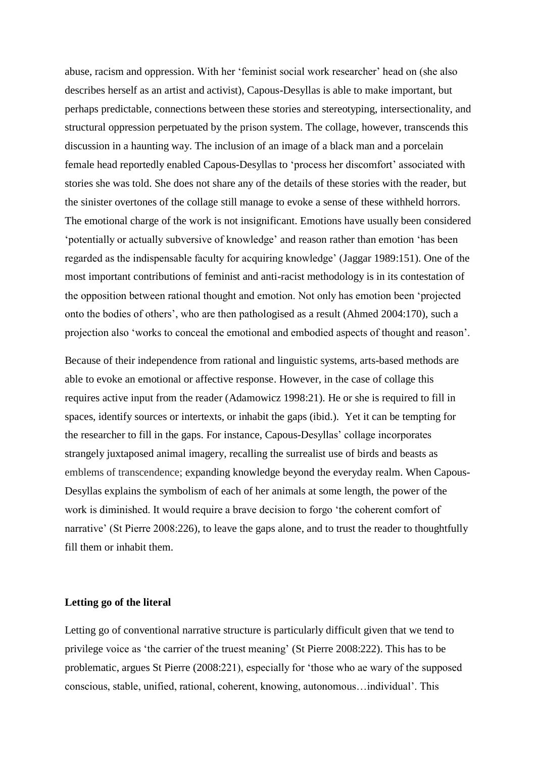abuse, racism and oppression. With her 'feminist social work researcher' head on (she also describes herself as an artist and activist), Capous-Desyllas is able to make important, but perhaps predictable, connections between these stories and stereotyping, intersectionality, and structural oppression perpetuated by the prison system. The collage, however, transcends this discussion in a haunting way. The inclusion of an image of a black man and a porcelain female head reportedly enabled Capous-Desyllas to 'process her discomfort' associated with stories she was told. She does not share any of the details of these stories with the reader, but the sinister overtones of the collage still manage to evoke a sense of these withheld horrors. The emotional charge of the work is not insignificant. Emotions have usually been considered 'potentially or actually subversive of knowledge' and reason rather than emotion 'has been regarded as the indispensable faculty for acquiring knowledge' (Jaggar 1989:151). One of the most important contributions of feminist and anti-racist methodology is in its contestation of the opposition between rational thought and emotion. Not only has emotion been 'projected onto the bodies of others', who are then pathologised as a result (Ahmed 2004:170), such a projection also 'works to conceal the emotional and embodied aspects of thought and reason'.

Because of their independence from rational and linguistic systems, arts-based methods are able to evoke an emotional or affective response. However, in the case of collage this requires active input from the reader (Adamowicz 1998:21). He or she is required to fill in spaces, identify sources or intertexts, or inhabit the gaps (ibid.). Yet it can be tempting for the researcher to fill in the gaps. For instance, Capous-Desyllas' collage incorporates strangely juxtaposed animal imagery, recalling the surrealist use of birds and beasts as emblems of transcendence; expanding knowledge beyond the everyday realm. When Capous-Desyllas explains the symbolism of each of her animals at some length, the power of the work is diminished. It would require a brave decision to forgo 'the coherent comfort of narrative' (St Pierre 2008:226), to leave the gaps alone, and to trust the reader to thoughtfully fill them or inhabit them.

**Letting go of the literal**

Letting go of conventional narrative structure is particularly difficult given that we tend to privilege voice as 'the carrier of the truest meaning' (St Pierre 2008:222). This has to be problematic, argues St Pierre (2008:221), especially for 'those who ae wary of the supposed conscious, stable, unified, rational, coherent, knowing, autonomous…individual'. This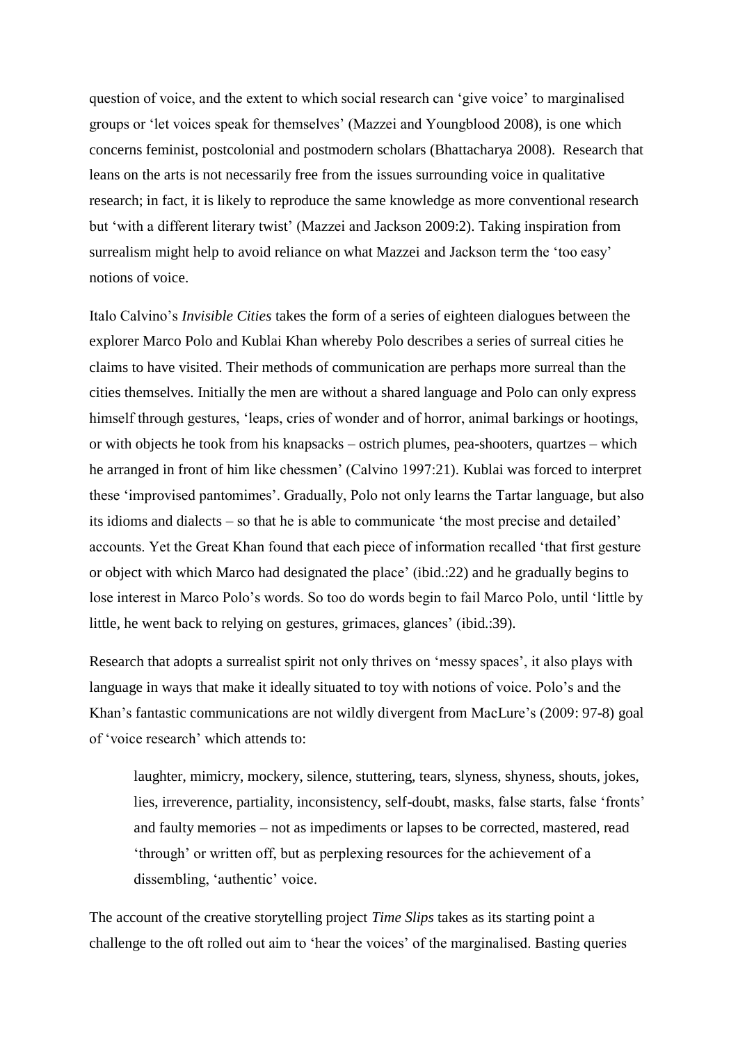question of voice, and the extent to which social research can 'give voice' to marginalised groups or 'let voices speak for themselves' (Mazzei and Youngblood 2008), is one which concerns feminist, postcolonial and postmodern scholars (Bhattacharya 2008). Research that leans on the arts is not necessarily free from the issues surrounding voice in qualitative research; in fact, it is likely to reproduce the same knowledge as more conventional research but 'with a different literary twist' (Mazzei and Jackson 2009:2). Taking inspiration from surrealism might help to avoid reliance on what Mazzei and Jackson term the 'too easy' notions of voice.

Italo Calvino's *Invisible Cities* takes the form of a series of eighteen dialogues between the explorer Marco Polo and Kublai Khan whereby Polo describes a series of surreal cities he claims to have visited. Their methods of communication are perhaps more surreal than the cities themselves. Initially the men are without a shared language and Polo can only express himself through gestures, 'leaps, cries of wonder and of horror, animal barkings or hootings, or with objects he took from his knapsacks – ostrich plumes, pea-shooters, quartzes – which he arranged in front of him like chessmen' (Calvino 1997:21). Kublai was forced to interpret these 'improvised pantomimes'. Gradually, Polo not only learns the Tartar language, but also its idioms and dialects – so that he is able to communicate 'the most precise and detailed' accounts. Yet the Great Khan found that each piece of information recalled 'that first gesture or object with which Marco had designated the place' (ibid.:22) and he gradually begins to lose interest in Marco Polo's words. So too do words begin to fail Marco Polo, until 'little by little, he went back to relying on gestures, grimaces, glances' (ibid.:39).

Research that adopts a surrealist spirit not only thrives on 'messy spaces', it also plays with language in ways that make it ideally situated to toy with notions of voice. Polo's and the Khan's fantastic communications are not wildly divergent from MacLure's (2009: 97-8) goal of 'voice research' which attends to:

> laughter, mimicry, mockery, silence, stuttering, tears, slyness, shyness, shouts, jokes, lies, irreverence, partiality, inconsistency, self-doubt, masks, false starts, false 'fronts' and faulty memories – not as impediments or lapses to be corrected, mastered, read 'through' or written off, but as perplexing resources for the achievement of a dissembling, 'authentic' voice.

The account of the creative storytelling project *Time Slips* takes as its starting point a challenge to the oft rolled out aim to 'hear the voices' of the marginalised. Basting queries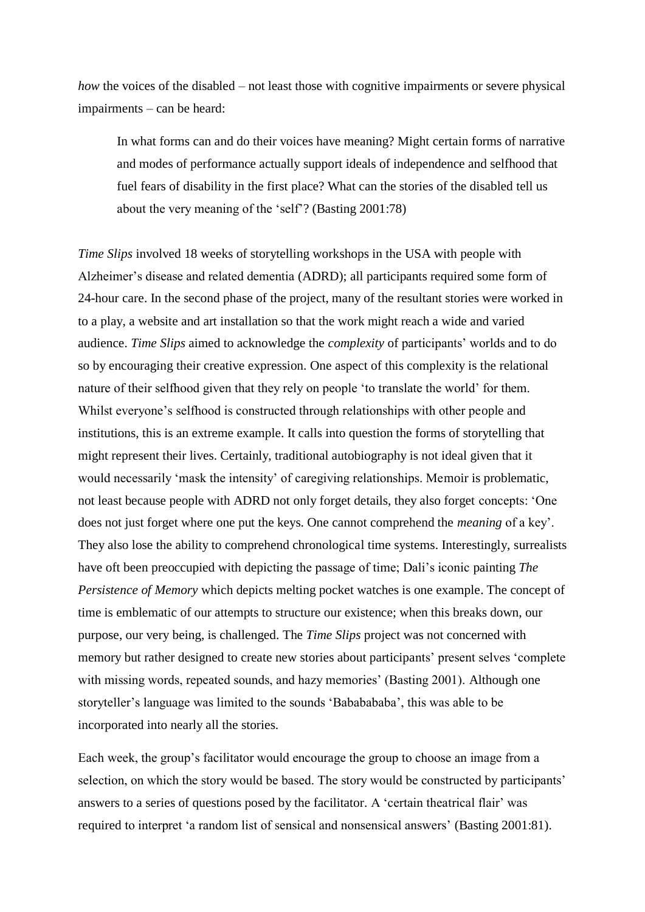*how* the voices of the disabled – not least those with cognitive impairments or severe physical impairments – can be heard:

> In what forms can and do their voices have meaning? Might certain forms of narrative and modes of performance actually support ideals of independence and selfhood that fuel fears of disability in the first place? What can the stories of the disabled tell us about the very meaning of the 'self'? (Basting 2001:78)

*Time Slips* involved 18 weeks of storytelling workshops in the USA with people with Alzheimer's disease and related dementia (ADRD); all participants required some form of 24-hour care. In the second phase of the project, many of the resultant stories were worked in to a play, a website and art installation so that the work might reach a wide and varied audience. *Time Slips* aimed to acknowledge the *complexity* of participants' worlds and to do so by encouraging their creative expression. One aspect of this complexity is the relational nature of their selfhood given that they rely on people 'to translate the world' for them. Whilst everyone's selfhood is constructed through relationships with other people and institutions, this is an extreme example. It calls into question the forms of storytelling that might represent their lives. Certainly, traditional autobiography is not ideal given that it would necessarily 'mask the intensity' of caregiving relationships. Memoir is problematic, not least because people with ADRD not only forget details, they also forget concepts: 'One does not just forget where one put the keys. One cannot comprehend the *meaning* of a key'. They also lose the ability to comprehend chronological time systems. Interestingly, surrealists have oft been preoccupied with depicting the passage of time; Dali's iconic painting *The Persistence of Memory* which depicts melting pocket watches is one example. The concept of time is emblematic of our attempts to structure our existence; when this breaks down, our purpose, our very being, is challenged. The *Time Slips* project was not concerned with memory but rather designed to create new stories about participants' present selves 'complete with missing words, repeated sounds, and hazy memories' (Basting 2001). Although one storyteller's language was limited to the sounds 'Babababababa', this was able to be incorporated into nearly all the stories.

Each week, the group's facilitator would encourage the group to choose an image from a selection, on which the story would be based. The story would be constructed by participants' answers to a series of questions posed by the facilitator. A 'certain theatrical flair' was required to interpret 'a random list of sensical and nonsensical answers' (Basting 2001:81).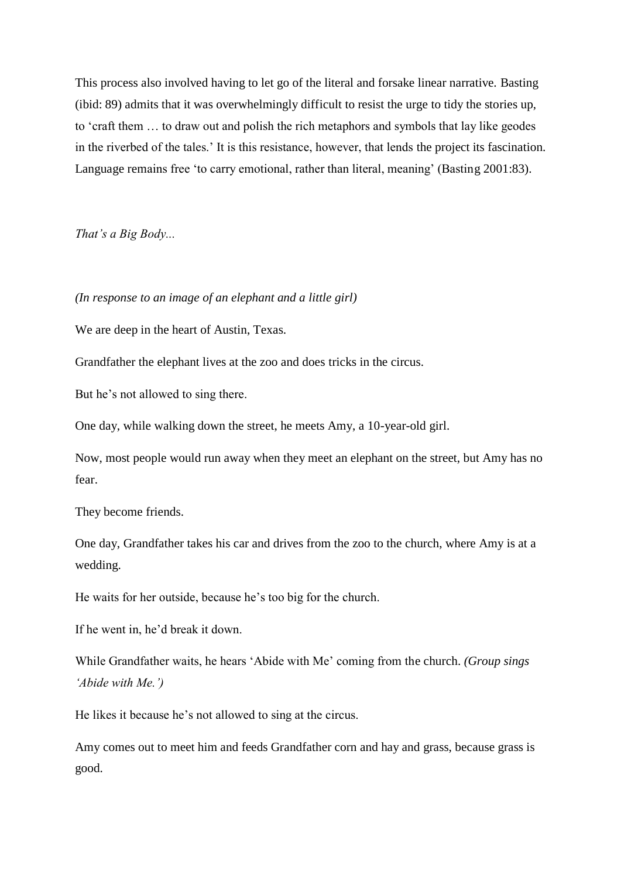This process also involved having to let go of the literal and forsake linear narrative. Basting (ibid: 89) admits that it was overwhelmingly difficult to resist the urge to tidy the stories up, to 'craft them … to draw out and polish the rich metaphors and symbols that lay like geodes in the riverbed of the tales.' It is this resistance, however, that lends the project its fascination. Language remains free 'to carry emotional, rather than literal, meaning' (Basting 2001:83).

*That's a Big Body...*

*(In response to an image of an elephant and a little girl)*

We are deep in the heart of Austin, Texas.

Grandfather the elephant lives at the zoo and does tricks in the circus.

But he's not allowed to sing there.

One day, while walking down the street, he meets Amy, a 10-year-old girl.

Now, most people would run away when they meet an elephant on the street, but Amy has no fear.

They become friends.

One day, Grandfather takes his car and drives from the zoo to the church, where Amy is at a wedding.

He waits for her outside, because he's too big for the church.

If he went in, he'd break it down.

While Grandfather waits, he hears 'Abide with Me' coming from the church. *(Group sings 'Abide with Me.')*

He likes it because he's not allowed to sing at the circus.

Amy comes out to meet him and feeds Grandfather corn and hay and grass, because grass is good.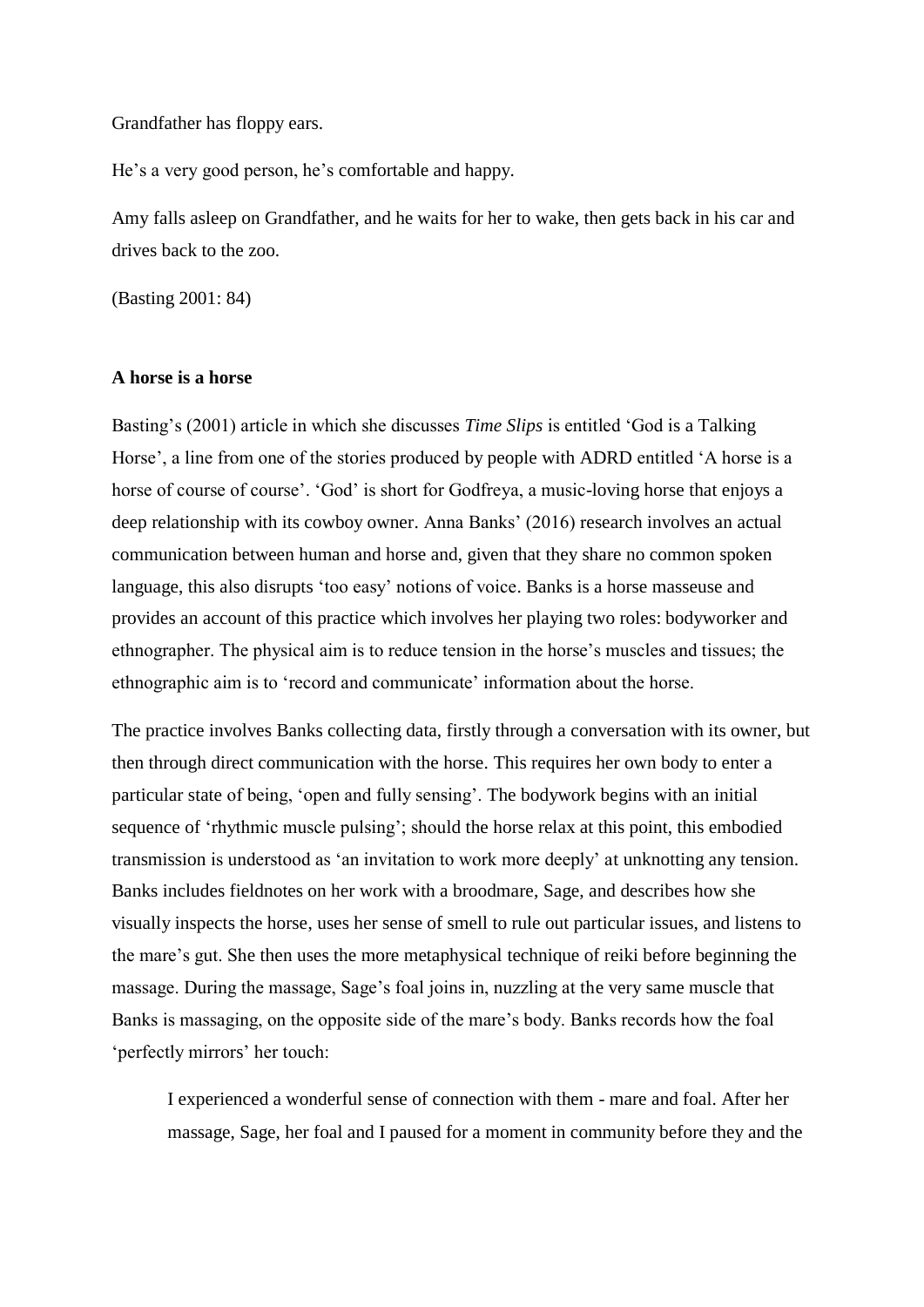Grandfather has floppy ears.

He's a very good person, he's comfortable and happy.

Amy falls asleep on Grandfather, and he waits for her to wake, then gets back in his car and drives back to the zoo.

(Basting 2001: 84)

### A horse is a horse

Basting's (2001) article in which she discusses *Time Slips* is entitled 'God is a Talking Horse', a line from one of the stories produced by people with ADRD entitled 'A horse is a horse of course of course'. 'God' is short for Godfreya, a music-loving horse that enjoys a deep relationship with its cowboy owner. Anna Banks' (2016) research involves an actual communication between human and horse and, given that they share no common spoken language, this also disrupts 'too easy' notions of voice. Banks is a horse masseuse and provides an account of this practice which involves her playing two roles: bodyworker and ethnographer. The physical aim is to reduce tension in the horse's muscles and tissues; the ethnographic aim is to 'record and communicate' information about the horse.

The practice involves Banks collecting data, firstly through a conversation with its owner, but then through direct communication with the horse. This requires her own body to enter a particular state of being, 'open and fully sensing'. The bodywork begins with an initial sequence of 'rhythmic muscle pulsing'; should the horse relax at this point, this embodied transmission is understood as 'an invitation to work more deeply' at unknotting any tension. Banks includes fieldnotes on her work with a broodmare, Sage, and describes how she visually inspects the horse, uses her sense of smell to rule out particular issues, and listens to the mare's gut. She then uses the more metaphysical technique of reiki before beginning the massage. During the massage, Sage's foal joins in, nuzzling at the very same muscle that Banks is massaging, on the opposite side of the mare's body. Banks records how the foal 'perfectly mirrors' her touch:

> I experienced a wonderful sense of connection with them - mare and foal. After her massage, Sage, her foal and I paused for a moment in community before they and the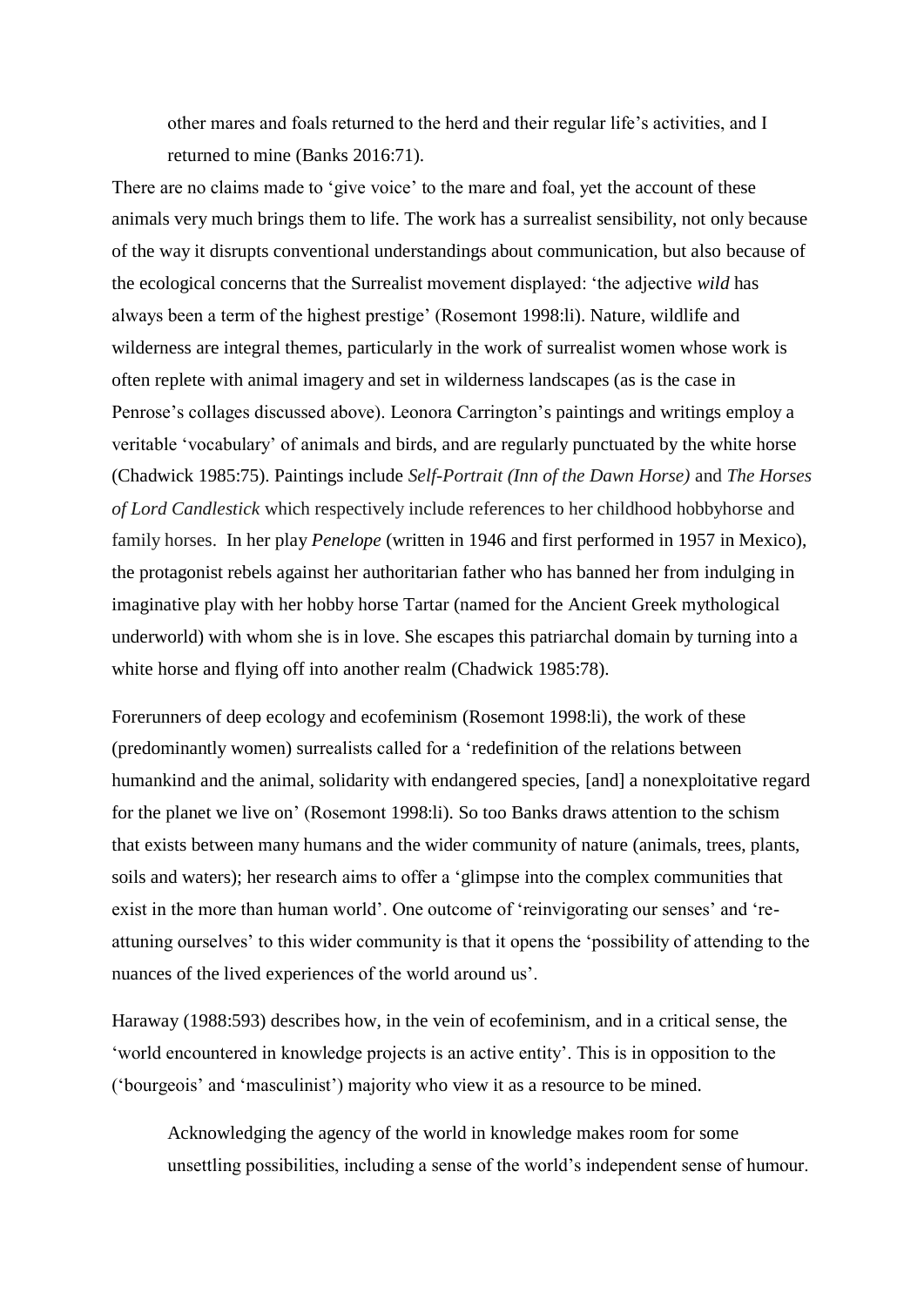> other mares and foals returned to the herd and their regular life's activities, and I returned to mine (Banks 2016:71).

There are no claims made to 'give voice' to the mare and foal, yet the account of these animals very much brings them to life. The work has a surrealist sensibility, not only because of the way it disrupts conventional understandings about communication, but also because of the ecological concerns that the Surrealist movement displayed: 'the adjective *wild* has always been a term of the highest prestige' (Rosemont 1998:li). Nature, wildlife and wilderness are integral themes, particularly in the work of surrealist women whose work is often replete with animal imagery and set in wilderness landscapes (as is the case in Penrose's collages discussed above). Leonora Carrington's paintings and writings employ a veritable 'vocabulary' of animals and birds, and are regularly punctuated by the white horse (Chadwick 1985:75). Paintings include *Self-Portrait (Inn of the Dawn Horse)* and *The Horses of Lord Candlestick* which respectively include references to her childhood hobbyhorse and family horses. In her play *Penelope* (written in 1946 and first performed in 1957 in Mexico), the protagonist rebels against her authoritarian father who has banned her from indulging in imaginative play with her hobby horse Tartar (named for the Ancient Greek mythological underworld) with whom she is in love. She escapes this patriarchal domain by turning into a white horse and flying off into another realm (Chadwick 1985:78).

Forerunners of deep ecology and ecofeminism (Rosemont 1998:li), the work of these (predominantly women) surrealists called for a 'redefinition of the relations between humankind and the animal, solidarity with endangered species, [and] a nonexploitative regard for the planet we live on' (Rosemont 1998:li). So too Banks draws attention to the schism that exists between many humans and the wider community of nature (animals, trees, plants, soils and waters); her research aims to offer a 'glimpse into the complex communities that exist in the more than human world'. One outcome of 'reinvigorating our senses' and 're-attuning ourselves' to this wider community is that it opens the 'possibility of attending to the nuances of the lived experiences of the world around us'.

Haraway (1988:593) describes how, in the vein of ecofeminism, and in a critical sense, the 'world encountered in knowledge projects is an active entity'. This is in opposition to the ('bourgeois' and 'masculinist') majority who view it as a resource to be mined.

> Acknowledging the agency of the world in knowledge makes room for some unsettling possibilities, including a sense of the world's independent sense of humour.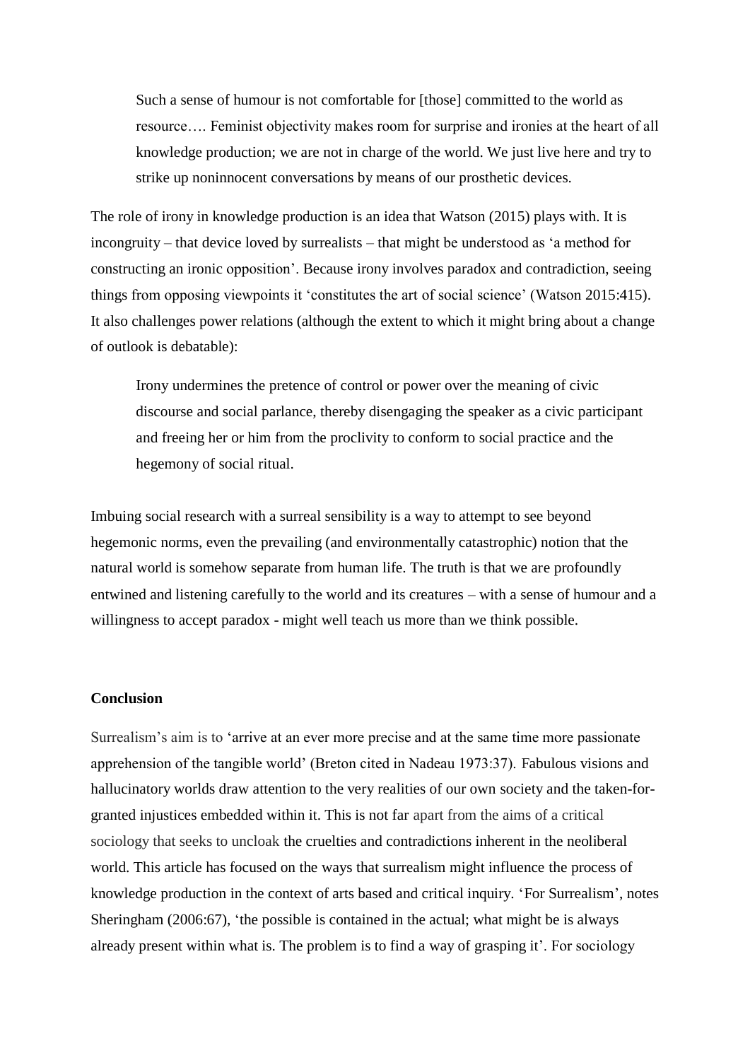> Such a sense of humour is not comfortable for [those] committed to the world as resource…. Feminist objectivity makes room for surprise and ironies at the heart of all knowledge production; we are not in charge of the world. We just live here and try to strike up noninnocent conversations by means of our prosthetic devices.

The role of irony in knowledge production is an idea that Watson (2015) plays with. It is incongruity – that device loved by surrealists – that might be understood as 'a method for constructing an ironic opposition'. Because irony involves paradox and contradiction, seeing things from opposing viewpoints it 'constitutes the art of social science' (Watson 2015:415). It also challenges power relations (although the extent to which it might bring about a change of outlook is debatable):

> Irony undermines the pretence of control or power over the meaning of civic discourse and social parlance, thereby disengaging the speaker as a civic participant and freeing her or him from the proclivity to conform to social practice and the hegemony of social ritual.

Imbuing social research with a surreal sensibility is a way to attempt to see beyond hegemonic norms, even the prevailing (and environmentally catastrophic) notion that the natural world is somehow separate from human life. The truth is that we are profoundly entwined and listening carefully to the world and its creatures – with a sense of humour and a willingness to accept paradox - might well teach us more than we think possible.

**Conclusion**

Surrealism's aim is to 'arrive at an ever more precise and at the same time more passionate apprehension of the tangible world' (Breton cited in Nadeau 1973:37). Fabulous visions and hallucinatory worlds draw attention to the very realities of our own society and the taken-for-granted injustices embedded within it. This is not far apart from the aims of a critical sociology that seeks to uncloak the cruelties and contradictions inherent in the neoliberal world. This article has focused on the ways that surrealism might influence the process of knowledge production in the context of arts based and critical inquiry. 'For Surrealism', notes Sheringham (2006:67), 'the possible is contained in the actual; what might be is always already present within what is. The problem is to find a way of grasping it'. For sociology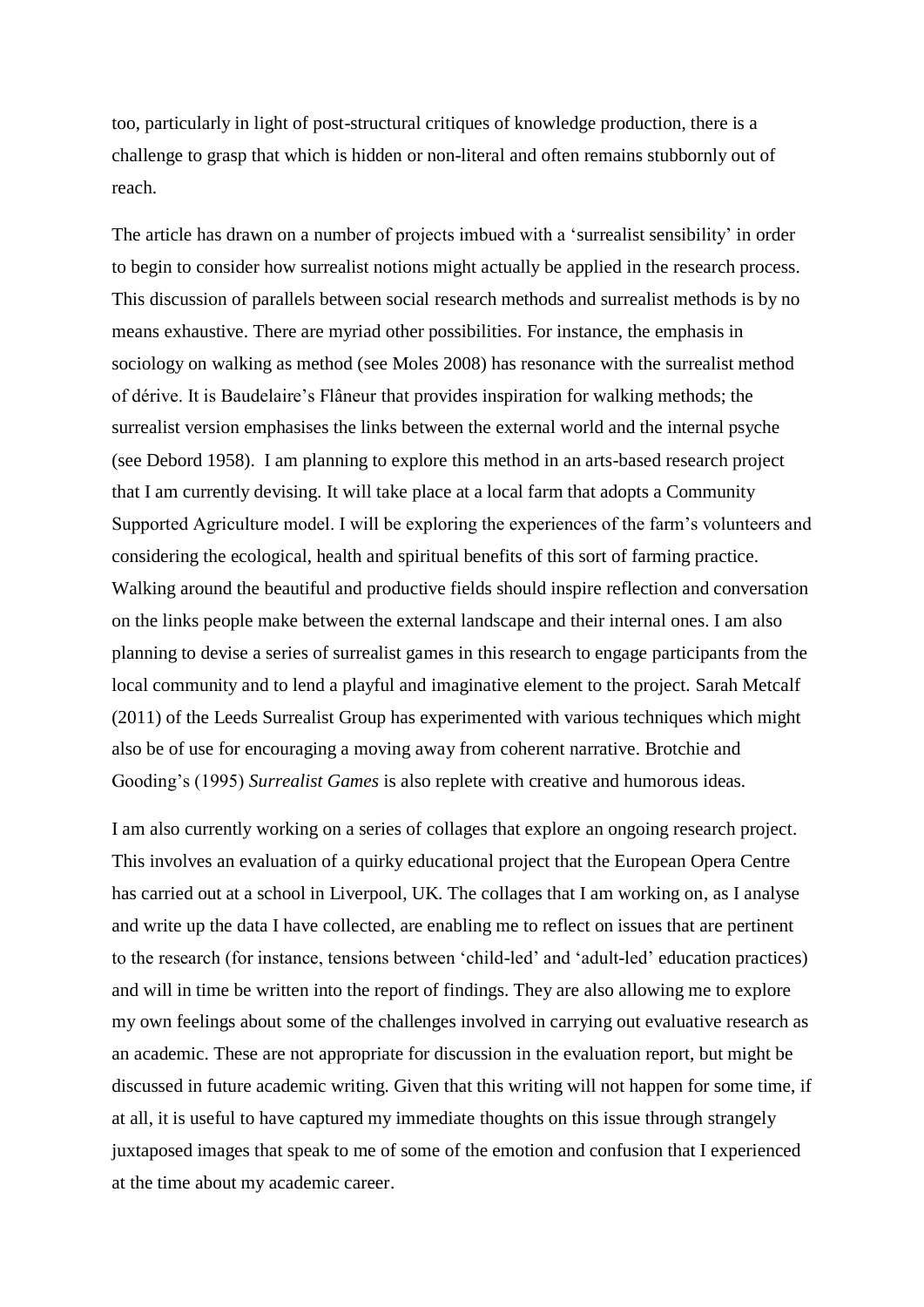too, particularly in light of post-structural critiques of knowledge production, there is a challenge to grasp that which is hidden or non-literal and often remains stubbornly out of reach.

The article has drawn on a number of projects imbued with a 'surrealist sensibility' in order to begin to consider how surrealist notions might actually be applied in the research process. This discussion of parallels between social research methods and surrealist methods is by no means exhaustive. There are myriad other possibilities. For instance, the emphasis in sociology on walking as method (see Moles 2008) has resonance with the surrealist method of dérive. It is Baudelaire's Flâneur that provides inspiration for walking methods; the surrealist version emphasises the links between the external world and the internal psyche (see Debord 1958). I am planning to explore this method in an arts-based research project that I am currently devising. It will take place at a local farm that adopts a Community Supported Agriculture model. I will be exploring the experiences of the farm's volunteers and considering the ecological, health and spiritual benefits of this sort of farming practice. Walking around the beautiful and productive fields should inspire reflection and conversation on the links people make between the external landscape and their internal ones. I am also planning to devise a series of surrealist games in this research to engage participants from the local community and to lend a playful and imaginative element to the project. Sarah Metcalf (2011) of the Leeds Surrealist Group has experimented with various techniques which might also be of use for encouraging a moving away from coherent narrative. Brotchie and Gooding's (1995) *Surrealist Games* is also replete with creative and humorous ideas.

I am also currently working on a series of collages that explore an ongoing research project. This involves an evaluation of a quirky educational project that the European Opera Centre has carried out at a school in Liverpool, UK. The collages that I am working on, as I analyse and write up the data I have collected, are enabling me to reflect on issues that are pertinent to the research (for instance, tensions between 'child-led' and 'adult-led' education practices) and will in time be written into the report of findings. They are also allowing me to explore my own feelings about some of the challenges involved in carrying out evaluative research as an academic. These are not appropriate for discussion in the evaluation report, but might be discussed in future academic writing. Given that this writing will not happen for some time, if at all, it is useful to have captured my immediate thoughts on this issue through strangely juxtaposed images that speak to me of some of the emotion and confusion that I experienced at the time about my academic career.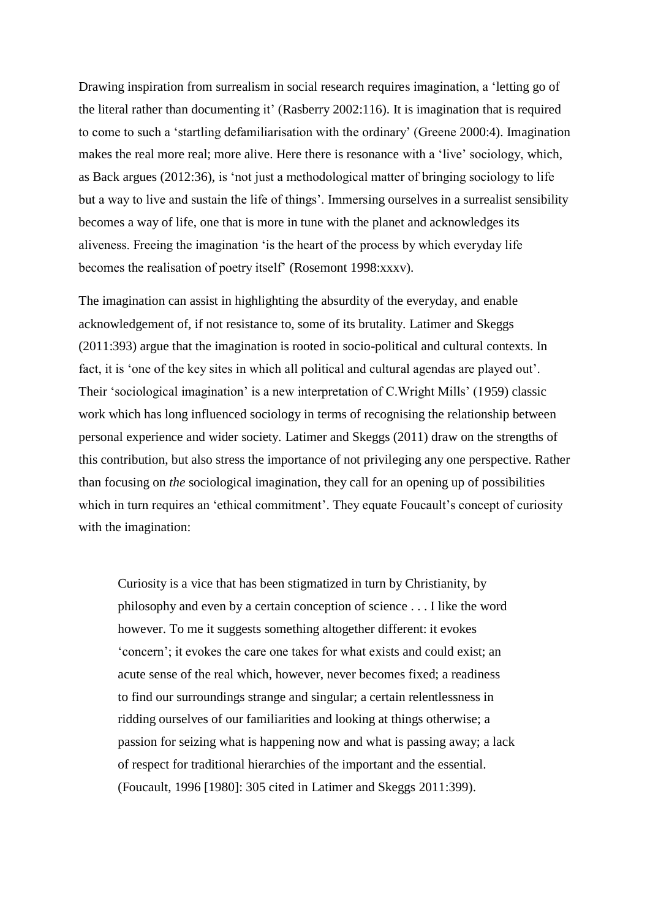Drawing inspiration from surrealism in social research requires imagination, a 'letting go of the literal rather than documenting it' (Rasberry 2002:116). It is imagination that is required to come to such a 'startling defamiliarisation with the ordinary' (Greene 2000:4). Imagination makes the real more real; more alive. Here there is resonance with a 'live' sociology, which, as Back argues (2012:36), is 'not just a methodological matter of bringing sociology to life but a way to live and sustain the life of things'. Immersing ourselves in a surrealist sensibility becomes a way of life, one that is more in tune with the planet and acknowledges its aliveness. Freeing the imagination 'is the heart of the process by which everyday life becomes the realisation of poetry itself' (Rosemont 1998:xxxv).

The imagination can assist in highlighting the absurdity of the everyday, and enable acknowledgement of, if not resistance to, some of its brutality. Latimer and Skeggs (2011:393) argue that the imagination is rooted in socio-political and cultural contexts. In fact, it is 'one of the key sites in which all political and cultural agendas are played out'. Their 'sociological imagination' is a new interpretation of C.Wright Mills' (1959) classic work which has long influenced sociology in terms of recognising the relationship between personal experience and wider society. Latimer and Skeggs (2011) draw on the strengths of this contribution, but also stress the importance of not privileging any one perspective. Rather than focusing on *the* sociological imagination, they call for an opening up of possibilities which in turn requires an 'ethical commitment'. They equate Foucault's concept of curiosity with the imagination:

> Curiosity is a vice that has been stigmatized in turn by Christianity, by philosophy and even by a certain conception of science . . . I like the word however. To me it suggests something altogether different: it evokes 'concern'; it evokes the care one takes for what exists and could exist; an acute sense of the real which, however, never becomes fixed; a readiness to find our surroundings strange and singular; a certain relentlessness in ridding ourselves of our familiarities and looking at things otherwise; a passion for seizing what is happening now and what is passing away; a lack of respect for traditional hierarchies of the important and the essential. (Foucault, 1996 [1980]: 305 cited in Latimer and Skeggs 2011:399).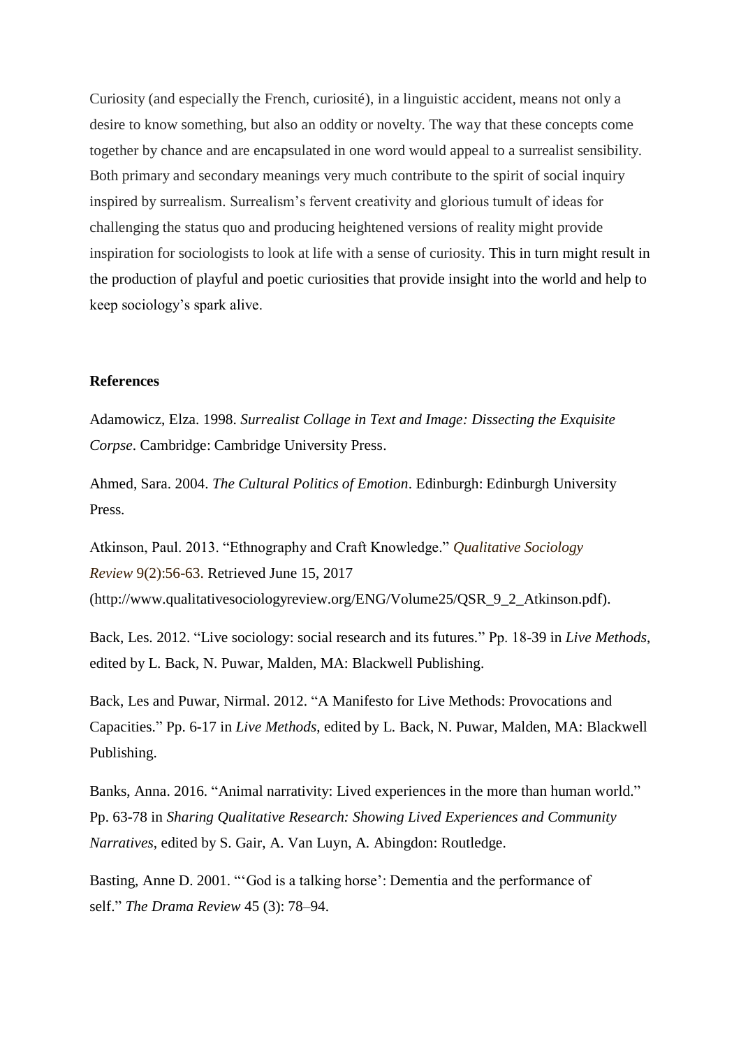Curiosity (and especially the French, curiosité), in a linguistic accident, means not only a desire to know something, but also an oddity or novelty. The way that these concepts come together by chance and are encapsulated in one word would appeal to a surrealist sensibility. Both primary and secondary meanings very much contribute to the spirit of social inquiry inspired by surrealism. Surrealism's fervent creativity and glorious tumult of ideas for challenging the status quo and producing heightened versions of reality might provide inspiration for sociologists to look at life with a sense of curiosity. This in turn might result in the production of playful and poetic curiosities that provide insight into the world and help to keep sociology's spark alive.

**References**

Adamowicz, Elza. 1998. *Surrealist Collage in Text and Image: Dissecting the Exquisite Corpse*. Cambridge: Cambridge University Press.

Ahmed, Sara. 2004. *The Cultural Politics of Emotion*. Edinburgh: Edinburgh University Press.

Atkinson, Paul. 2013. "Ethnography and Craft Knowledge." *Qualitative Sociology Review* 9(2):56-63. Retrieved June 15, 2017 (http://www.qualitativesociologyreview.org/ENG/Volume25/QSR_9_2_Atkinson.pdf).

Back, Les. 2012. "Live sociology: social research and its futures." Pp. 18-39 in *Live Methods*, edited by L. Back, N. Puwar, Malden, MA: Blackwell Publishing.

Back, Les and Puwar, Nirmal. 2012. "A Manifesto for Live Methods: Provocations and Capacities." Pp. 6-17 in *Live Methods*, edited by L. Back, N. Puwar, Malden, MA: Blackwell Publishing.

Banks, Anna. 2016. "Animal narrativity: Lived experiences in the more than human world." Pp. 63-78 in *Sharing Qualitative Research: Showing Lived Experiences and Community Narratives*, edited by S. Gair, A. Van Luyn, A. Abingdon: Routledge.

Basting, Anne D. 2001. "'God is a talking horse': Dementia and the performance of self." *The Drama Review* 45 (3): 78–94.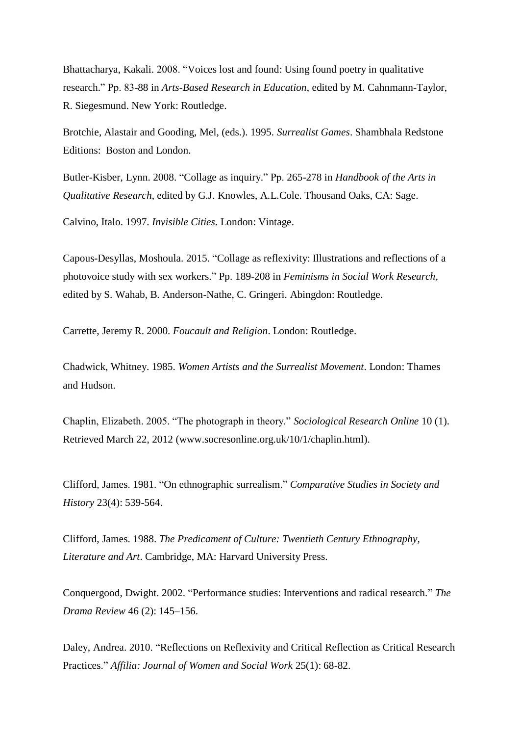Bhattacharya, Kakali. 2008. "Voices lost and found: Using found poetry in qualitative research." Pp. 83-88 in *Arts-Based Research in Education*, edited by M. Cahnmann-Taylor, R. Siegesmund. New York: Routledge.

Brotchie, Alastair and Gooding, Mel, (eds.). 1995. *Surrealist Games*. Shambhala Redstone Editions: Boston and London.

Butler-Kisber, Lynn. 2008. "Collage as inquiry." Pp. 265-278 in *Handbook of the Arts in Qualitative Research*, edited by G.J. Knowles, A.L.Cole. Thousand Oaks, CA: Sage.

Calvino, Italo. 1997. *Invisible Cities*. London: Vintage.

Capous-Desyllas, Moshoula. 2015. "Collage as reflexivity: Illustrations and reflections of a photovoice study with sex workers." Pp. 189-208 in *Feminisms in Social Work Research*, edited by S. Wahab, B. Anderson-Nathe, C. Gringeri. Abingdon: Routledge.

Carrette, Jeremy R. 2000. *Foucault and Religion*. London: Routledge.

Chadwick, Whitney. 1985. *Women Artists and the Surrealist Movement*. London: Thames and Hudson.

Chaplin, Elizabeth. 2005. "The photograph in theory." *Sociological Research Online* 10 (1). Retrieved March 22, 2012 (www.socresonline.org.uk/10/1/chaplin.html).

Clifford, James. 1981. "On ethnographic surrealism." *Comparative Studies in Society and History* 23(4): 539-564.

Clifford, James. 1988. *The Predicament of Culture: Twentieth Century Ethnography, Literature and Art*. Cambridge, MA: Harvard University Press.

Conquergood, Dwight. 2002. "Performance studies: Interventions and radical research." *The Drama Review* 46 (2): 145–156.

Daley, Andrea. 2010. "Reflections on Reflexivity and Critical Reflection as Critical Research Practices." *Affilia: Journal of Women and Social Work* 25(1): 68-82.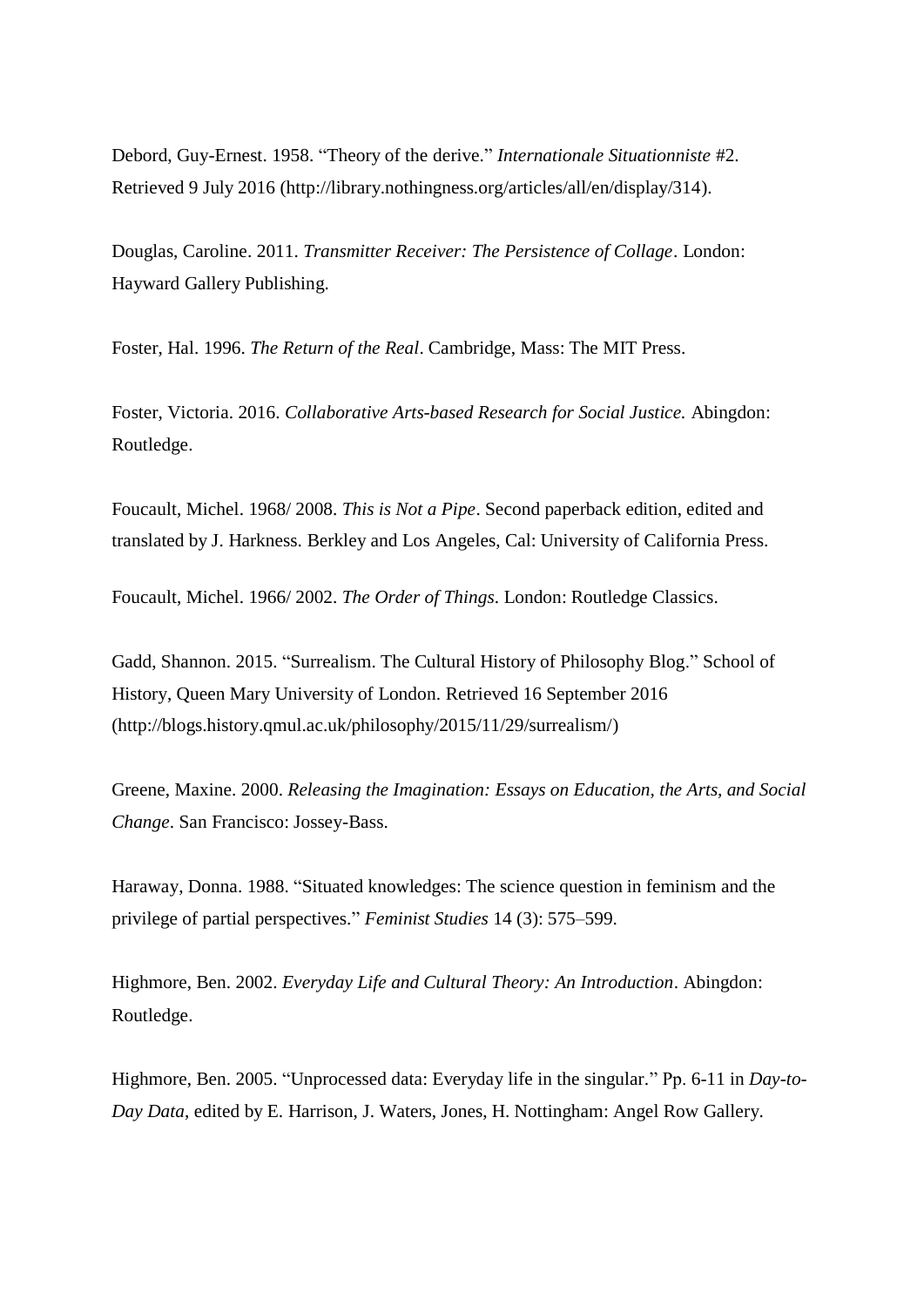Debord, Guy-Ernest. 1958. “Theory of the derive.” *Internationale Situationniste* #2. Retrieved 9 July 2016 (http://library.nothingness.org/articles/all/en/display/314).

Douglas, Caroline. 2011. *Transmitter Receiver: The Persistence of Collage*. London: Hayward Gallery Publishing.

Foster, Hal. 1996. *The Return of the Real*. Cambridge, Mass: The MIT Press.

Foster, Victoria. 2016. *Collaborative Arts-based Research for Social Justice.* Abingdon: Routledge.

Foucault, Michel. 1968/ 2008. *This is Not a Pipe*. Second paperback edition, edited and translated by J. Harkness. Berkley and Los Angeles, Cal: University of California Press.

Foucault, Michel. 1966/ 2002. *The Order of Things*. London: Routledge Classics.

Gadd, Shannon. 2015. “Surrealism. The Cultural History of Philosophy Blog.” School of History, Queen Mary University of London. Retrieved 16 September 2016 (http://blogs.history.qmul.ac.uk/philosophy/2015/11/29/surrealism/)

Greene, Maxine. 2000. *Releasing the Imagination: Essays on Education, the Arts, and Social Change*. San Francisco: Jossey-Bass.

Haraway, Donna. 1988. “Situated knowledges: The science question in feminism and the privilege of partial perspectives.” *Feminist Studies* 14 (3): 575–599.

Highmore, Ben. 2002. *Everyday Life and Cultural Theory: An Introduction*. Abingdon: Routledge.

Highmore, Ben. 2005. “Unprocessed data: Everyday life in the singular.” Pp. 6-11 in *Day-to-Day Data*, edited by E. Harrison, J. Waters, Jones, H. Nottingham: Angel Row Gallery.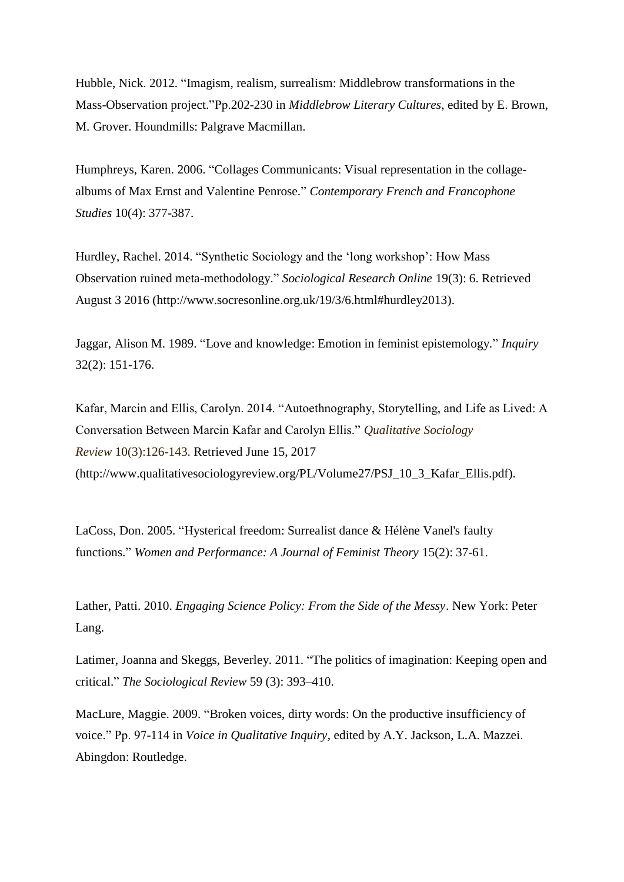Hubble, Nick. 2012. “Imagism, realism, surrealism: Middlebrow transformations in the Mass-Observation project.”Pp.202-230 in *Middlebrow Literary Cultures*, edited by E. Brown, M. Grover. Houndmills: Palgrave Macmillan.

Humphreys, Karen. 2006. “Collages Communicants: Visual representation in the collage-albums of Max Ernst and Valentine Penrose.” *Contemporary French and Francophone Studies* 10(4): 377-387.

Hurdley, Rachel. 2014. “Synthetic Sociology and the ‘long workshop’: How Mass Observation ruined meta-methodology.” *Sociological Research Online* 19(3): 6. Retrieved August 3 2016 (http://www.socresonline.org.uk/19/3/6.html#hurdley2013).

Jaggar, Alison M. 1989. “Love and knowledge: Emotion in feminist epistemology.” *Inquiry* 32(2): 151-176.

Kafar, Marcin and Ellis, Carolyn. 2014. “Autoethnography, Storytelling, and Life as Lived: A Conversation Between Marcin Kafar and Carolyn Ellis.” *Qualitative Sociology Review* 10(3):126-143. Retrieved June 15, 2017 (http://www.qualitativesociologyreview.org/PL/Volume27/PSJ_10_3_Kafar_Ellis.pdf).

LaCoss, Don. 2005. “Hysterical freedom: Surrealist dance & Hélène Vanel's faulty functions.” *Women and Performance: A Journal of Feminist Theory* 15(2): 37-61.

Lather, Patti. 2010. *Engaging Science Policy: From the Side of the Messy*. New York: Peter Lang.

Latimer, Joanna and Skeggs, Beverley. 2011. “The politics of imagination: Keeping open and critical.” *The Sociological Review* 59 (3): 393–410.

MacLure, Maggie. 2009. “Broken voices, dirty words: On the productive insufficiency of voice.” Pp. 97-114 in *Voice in Qualitative Inquiry*, edited by A.Y. Jackson, L.A. Mazzei. Abingdon: Routledge.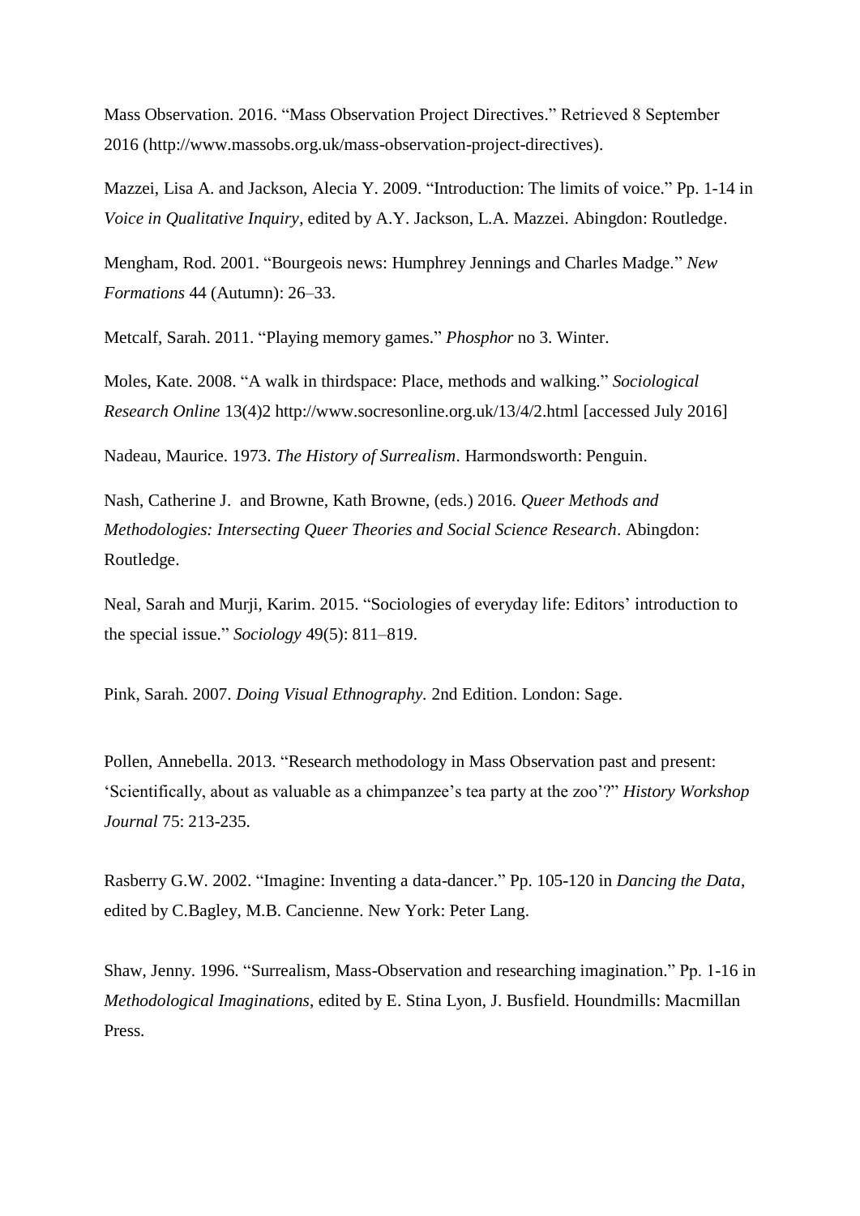Mass Observation. 2016. “Mass Observation Project Directives.” Retrieved 8 September 2016 (http://www.massobs.org.uk/mass-observation-project-directives).

Mazzei, Lisa A. and Jackson, Alecia Y. 2009. “Introduction: The limits of voice.” Pp. 1-14 in *Voice in Qualitative Inquiry*, edited by A.Y. Jackson, L.A. Mazzei. Abingdon: Routledge.

Mengham, Rod. 2001. “Bourgeois news: Humphrey Jennings and Charles Madge.” *New Formations* 44 (Autumn): 26–33.

Metcalf, Sarah. 2011. “Playing memory games.” *Phosphor* no 3. Winter.

Moles, Kate. 2008. “A walk in thirdspace: Place, methods and walking.” *Sociological Research Online* 13(4)2 http://www.socresonline.org.uk/13/4/2.html [accessed July 2016]

Nadeau, Maurice. 1973. *The History of Surrealism*. Harmondsworth: Penguin.

Nash, Catherine J. and Browne, Kath Browne, (eds.) 2016. *Queer Methods and Methodologies: Intersecting Queer Theories and Social Science Research*. Abingdon: Routledge.

Neal, Sarah and Murji, Karim. 2015. “Sociologies of everyday life: Editors’ introduction to the special issue.” *Sociology* 49(5): 811–819.

Pink, Sarah. 2007. *Doing Visual Ethnography.* 2nd Edition. London: Sage.

Pollen, Annebella. 2013. “Research methodology in Mass Observation past and present: ‘Scientifically, about as valuable as a chimpanzee’s tea party at the zoo’?” *History Workshop Journal* 75: 213-235.

Rasberry G.W. 2002. “Imagine: Inventing a data-dancer.” Pp. 105-120 in *Dancing the Data*, edited by C.Bagley, M.B. Cancienne. New York: Peter Lang.

Shaw, Jenny. 1996. “Surrealism, Mass-Observation and researching imagination.” Pp. 1-16 in *Methodological Imaginations*, edited by E. Stina Lyon, J. Busfield. Houndmills: Macmillan Press.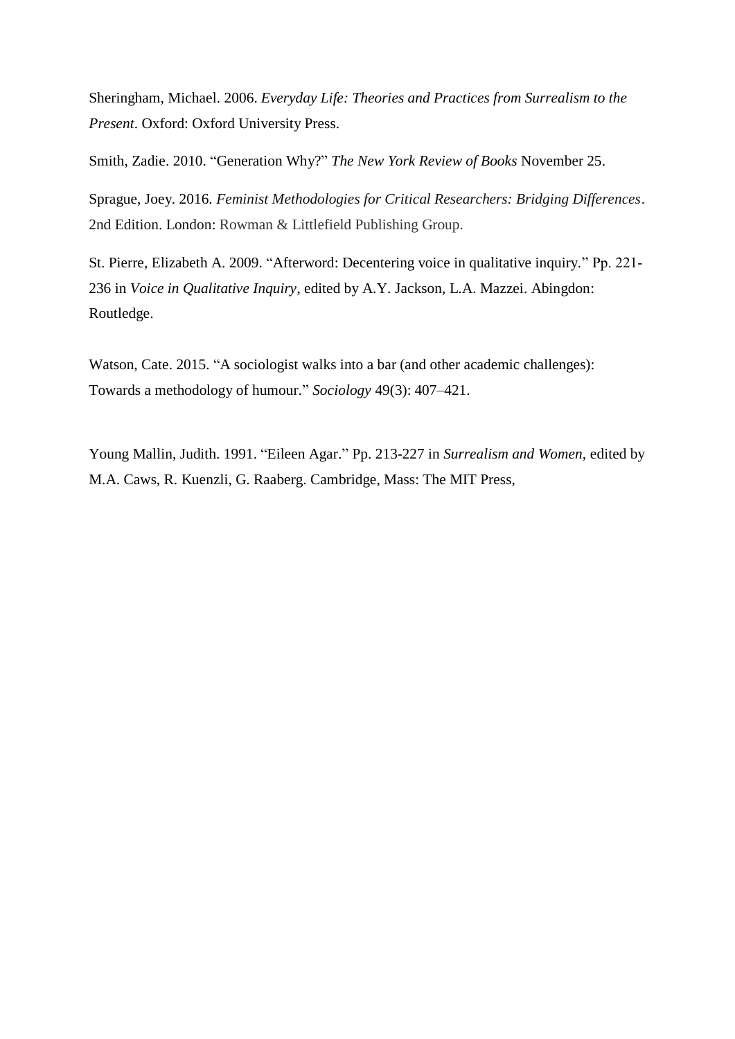Sheringham, Michael. 2006. *Everyday Life: Theories and Practices from Surrealism to the Present*. Oxford: Oxford University Press.

Smith, Zadie. 2010. "Generation Why?" *The New York Review of Books* November 25.

Sprague, Joey. 2016. *Feminist Methodologies for Critical Researchers: Bridging Differences*. 2nd Edition. London: Rowman & Littlefield Publishing Group.

St. Pierre, Elizabeth A. 2009. "Afterword: Decentering voice in qualitative inquiry." Pp. 221-236 in *Voice in Qualitative Inquiry*, edited by A.Y. Jackson, L.A. Mazzei. Abingdon: Routledge.

Watson, Cate. 2015. "A sociologist walks into a bar (and other academic challenges): Towards a methodology of humour." *Sociology* 49(3): 407–421.

Young Mallin, Judith. 1991. "Eileen Agar." Pp. 213-227 in *Surrealism and Women*, edited by M.A. Caws, R. Kuenzli, G. Raaberg. Cambridge, Mass: The MIT Press,